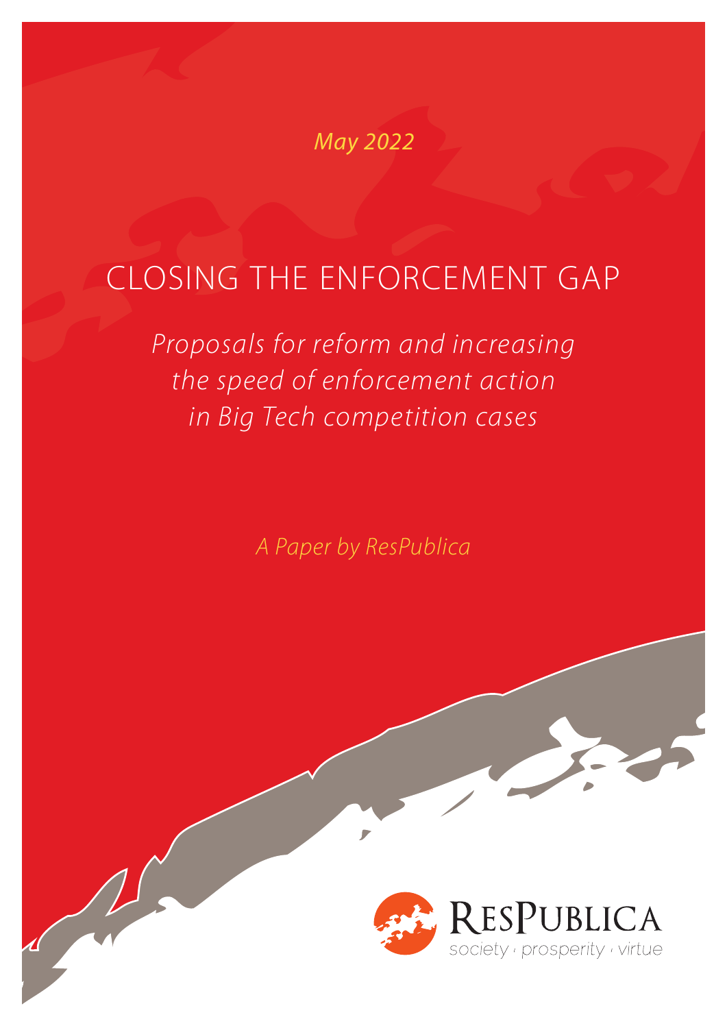May 2022

# CLOSING THE ENFORCEMENT GAP

*Proposals for reform and increasing the speed of enforcement action in Big Tech competition cases*

*A Paper by ResPublica*

ResPublica

society · prosperity · virtue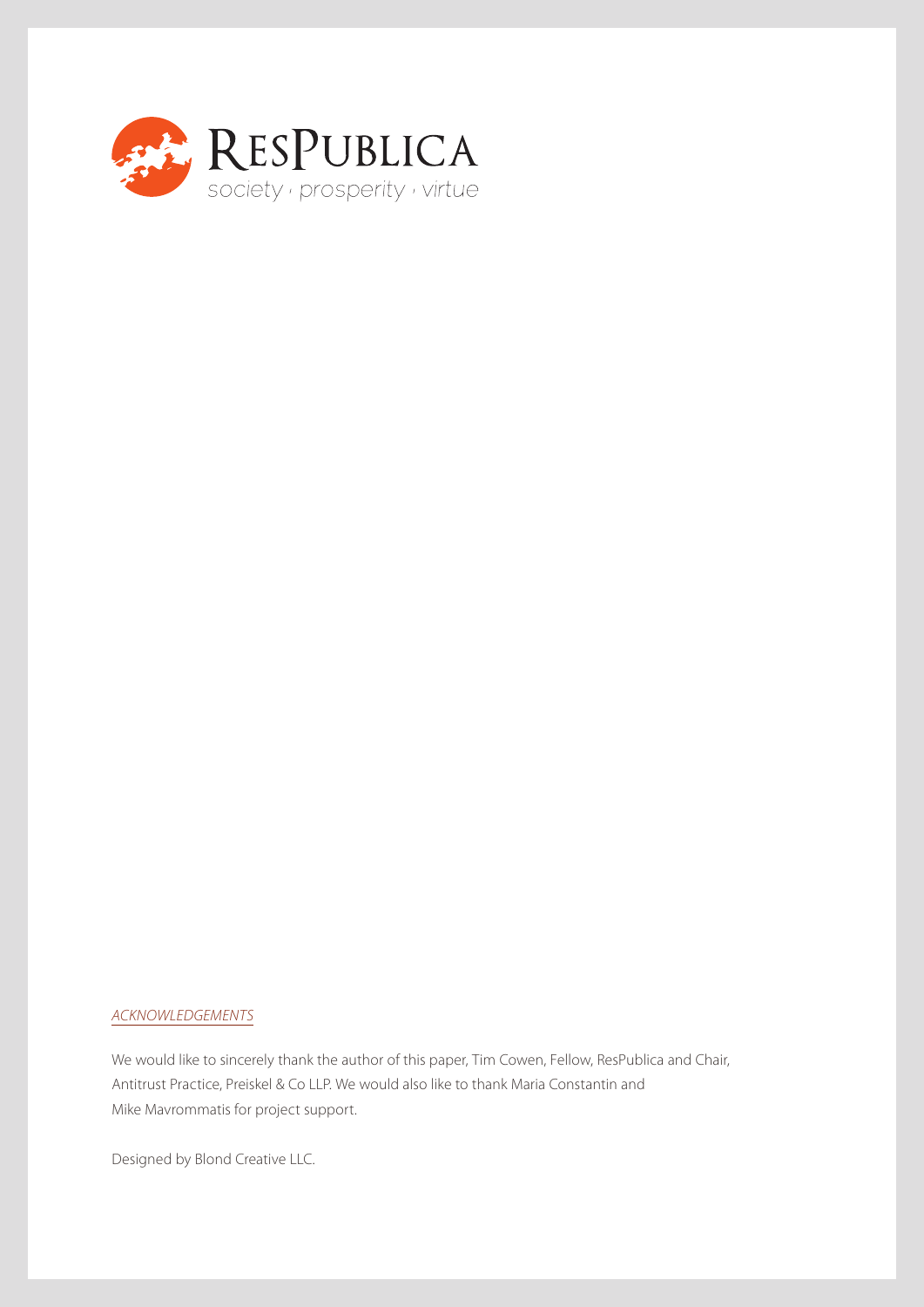ResPublica

society · prosperity · virtue

*ACKNOWLEDGEMENTS*

We would like to sincerely thank the author of this paper, Tim Cowen, Fellow, ResPublica and Chair, Antitrust Practice, Preiskel & Co LLP. We would also like to thank Maria Constantin and Mike Mavrommatis for project support.

Designed by Blond Creative LLC.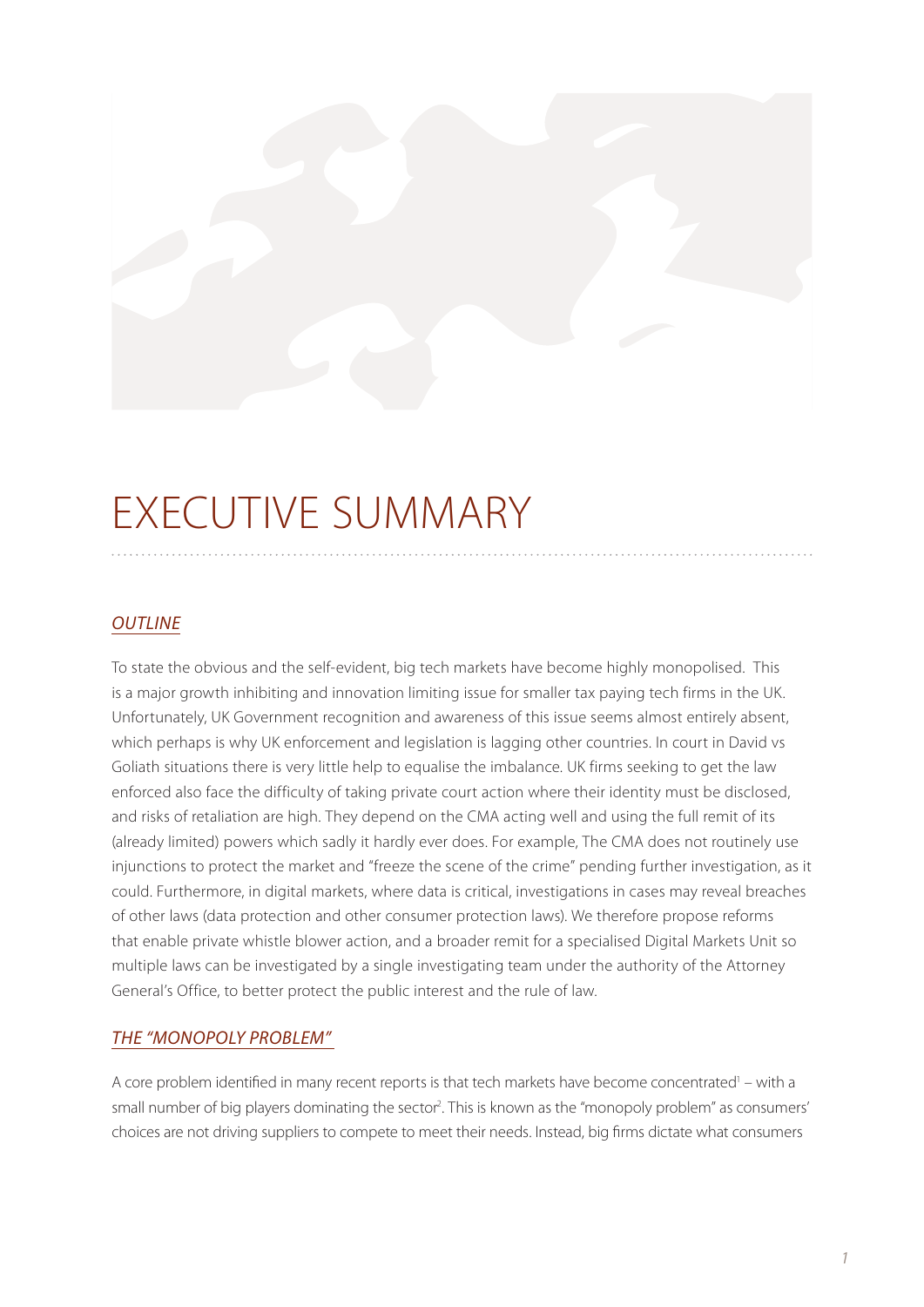# EXECUTIVE SUMMARY

## *OUTLINE*

To state the obvious and the self-evident, big tech markets have become highly monopolised. This is a major growth inhibiting and innovation limiting issue for smaller tax paying tech firms in the UK. Unfortunately, UK Government recognition and awareness of this issue seems almost entirely absent, which perhaps is why UK enforcement and legislation is lagging other countries. In court in David vs Goliath situations there is very little help to equalise the imbalance. UK firms seeking to get the law enforced also face the difficulty of taking private court action where their identity must be disclosed, and risks of retaliation are high. They depend on the CMA acting well and using the full remit of its (already limited) powers which sadly it hardly ever does. For example, The CMA does not routinely use injunctions to protect the market and "freeze the scene of the crime" pending further investigation, as it could. Furthermore, in digital markets, where data is critical, investigations in cases may reveal breaches of other laws (data protection and other consumer protection laws). We therefore propose reforms that enable private whistle blower action, and a broader remit for a specialised Digital Markets Unit so multiple laws can be investigated by a single investigating team under the authority of the Attorney General's Office, to better protect the public interest and the rule of law.

## *THE "MONOPOLY PROBLEM"*

A core problem identified in many recent reports is that tech markets have become concentrated[1] – with a small number of big players dominating the sector[2]. This is known as the "monopoly problem" as consumers' choices are not driving suppliers to compete to meet their needs. Instead, big firms dictate what consumers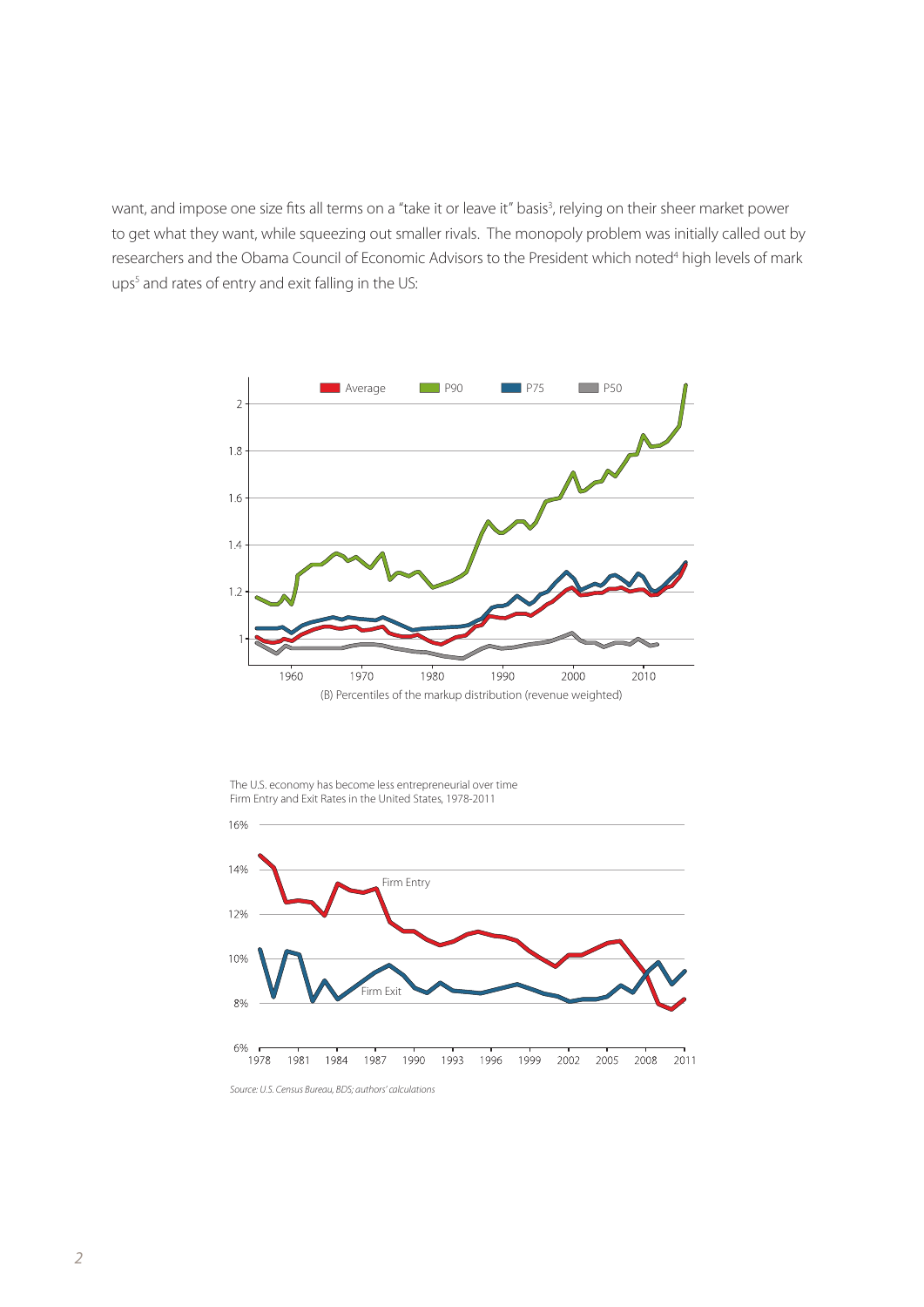want, and impose one size fits all terms on a "take it or leave it" basis[3], relying on their sheer market power to get what they want, while squeezing out smaller rivals. The monopoly problem was initially called out by researchers and the Obama Council of Economic Advisors to the President which noted[4] high levels of mark ups[5] and rates of entry and exit falling in the US:

(B) Percentiles of the markup distribution (revenue weighted)

The U.S. economy has become less entrepreneurial over time
Firm Entry and Exit Rates in the United States, 1978-2011

*Source: U.S. Census Bureau, BDS; authors' calculations*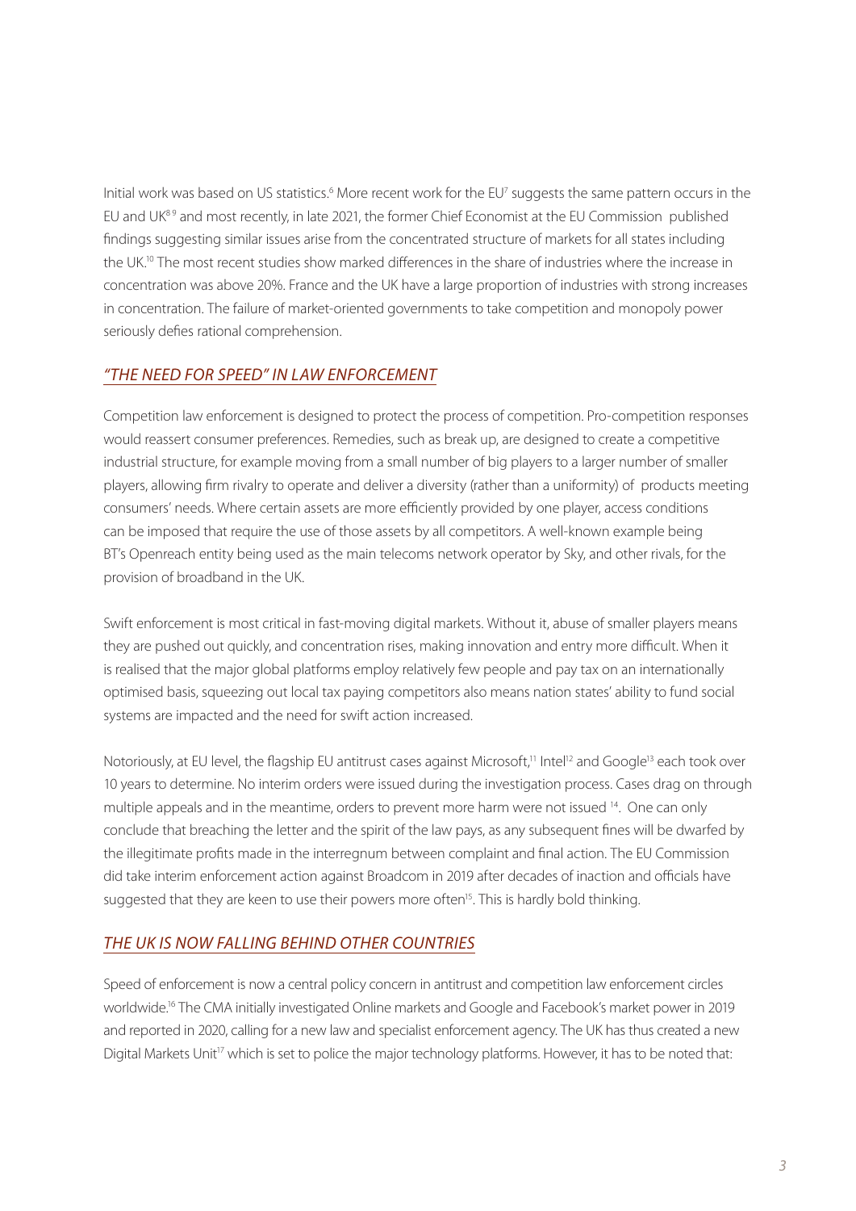Initial work was based on US statistics.[6] More recent work for the EU[7] suggests the same pattern occurs in the EU and UK[8 9] and most recently, in late 2021, the former Chief Economist at the EU Commission published findings suggesting similar issues arise from the concentrated structure of markets for all states including the UK.[10] The most recent studies show marked differences in the share of industries where the increase in concentration was above 20%. France and the UK have a large proportion of industries with strong increases in concentration. The failure of market-oriented governments to take competition and monopoly power seriously defies rational comprehension.

## *"THE NEED FOR SPEED" IN LAW ENFORCEMENT*

Competition law enforcement is designed to protect the process of competition. Pro-competition responses would reassert consumer preferences. Remedies, such as break up, are designed to create a competitive industrial structure, for example moving from a small number of big players to a larger number of smaller players, allowing firm rivalry to operate and deliver a diversity (rather than a uniformity) of products meeting consumers' needs. Where certain assets are more efficiently provided by one player, access conditions can be imposed that require the use of those assets by all competitors. A well-known example being BT's Openreach entity being used as the main telecoms network operator by Sky, and other rivals, for the provision of broadband in the UK.

Swift enforcement is most critical in fast-moving digital markets. Without it, abuse of smaller players means they are pushed out quickly, and concentration rises, making innovation and entry more difficult. When it is realised that the major global platforms employ relatively few people and pay tax on an internationally optimised basis, squeezing out local tax paying competitors also means nation states' ability to fund social systems are impacted and the need for swift action increased.

Notoriously, at EU level, the flagship EU antitrust cases against Microsoft,[11] Intel[12] and Google[13] each took over 10 years to determine. No interim orders were issued during the investigation process. Cases drag on through multiple appeals and in the meantime, orders to prevent more harm were not issued [14]. One can only conclude that breaching the letter and the spirit of the law pays, as any subsequent fines will be dwarfed by the illegitimate profits made in the interregnum between complaint and final action. The EU Commission did take interim enforcement action against Broadcom in 2019 after decades of inaction and officials have suggested that they are keen to use their powers more often[15]. This is hardly bold thinking.

## *THE UK IS NOW FALLING BEHIND OTHER COUNTRIES*

Speed of enforcement is now a central policy concern in antitrust and competition law enforcement circles worldwide.[16] The CMA initially investigated Online markets and Google and Facebook's market power in 2019 and reported in 2020, calling for a new law and specialist enforcement agency. The UK has thus created a new Digital Markets Unit[17] which is set to police the major technology platforms. However, it has to be noted that: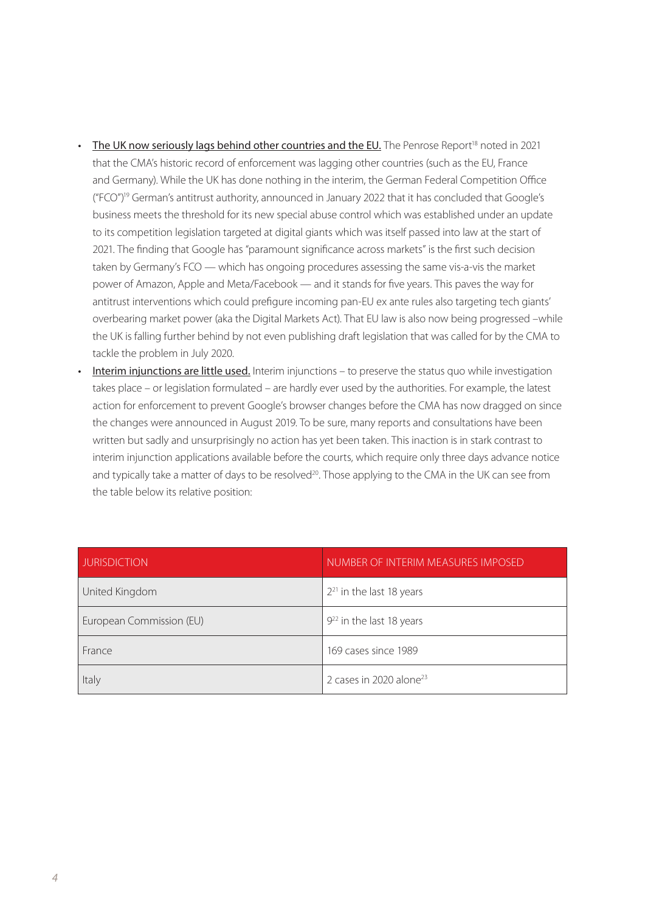- The UK now seriously lags behind other countries and the EU. The Penrose Report[18] noted in 2021 that the CMA's historic record of enforcement was lagging other countries (such as the EU, France and Germany). While the UK has done nothing in the interim, the German Federal Competition Office ("FCO")[19] German's antitrust authority, announced in January 2022 that it has concluded that Google's business meets the threshold for its new special abuse control which was established under an update to its competition legislation targeted at digital giants which was itself passed into law at the start of 2021. The finding that Google has "paramount significance across markets" is the first such decision taken by Germany's FCO — which has ongoing procedures assessing the same vis-a-vis the market power of Amazon, Apple and Meta/Facebook — and it stands for five years. This paves the way for antitrust interventions which could prefigure incoming pan-EU ex ante rules also targeting tech giants' overbearing market power (aka the Digital Markets Act). That EU law is also now being progressed –while the UK is falling further behind by not even publishing draft legislation that was called for by the CMA to tackle the problem in July 2020.
- Interim injunctions are little used. Interim injunctions – to preserve the status quo while investigation takes place – or legislation formulated – are hardly ever used by the authorities. For example, the latest action for enforcement to prevent Google's browser changes before the CMA has now dragged on since the changes were announced in August 2019. To be sure, many reports and consultations have been written but sadly and unsurprisingly no action has yet been taken. This inaction is in stark contrast to interim injunction applications available before the courts, which require only three days advance notice and typically take a matter of days to be resolved[20]. Those applying to the CMA in the UK can see from the table below its relative position:

| JURISDICTION | NUMBER OF INTERIM MEASURES IMPOSED |
|---|---|
| United Kingdom | 2[21] in the last 18 years |
| European Commission (EU) | 9[22] in the last 18 years |
| France | 169 cases since 1989 |
| Italy | 2 cases in 2020 alone[23] |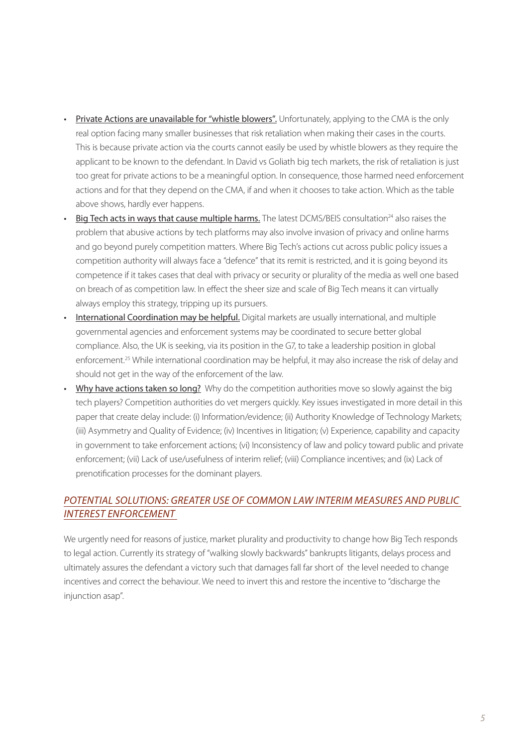- Private Actions are unavailable for "whistle blowers". Unfortunately, applying to the CMA is the only real option facing many smaller businesses that risk retaliation when making their cases in the courts. This is because private action via the courts cannot easily be used by whistle blowers as they require the applicant to be known to the defendant. In David vs Goliath big tech markets, the risk of retaliation is just too great for private actions to be a meaningful option. In consequence, those harmed need enforcement actions and for that they depend on the CMA, if and when it chooses to take action. Which as the table above shows, hardly ever happens.
- Big Tech acts in ways that cause multiple harms. The latest DCMS/BEIS consultation[24] also raises the problem that abusive actions by tech platforms may also involve invasion of privacy and online harms and go beyond purely competition matters. Where Big Tech's actions cut across public policy issues a competition authority will always face a "defence" that its remit is restricted, and it is going beyond its competence if it takes cases that deal with privacy or security or plurality of the media as well one based on breach of as competition law. In effect the sheer size and scale of Big Tech means it can virtually always employ this strategy, tripping up its pursuers.
- International Coordination may be helpful. Digital markets are usually international, and multiple governmental agencies and enforcement systems may be coordinated to secure better global compliance. Also, the UK is seeking, via its position in the G7, to take a leadership position in global enforcement.[25] While international coordination may be helpful, it may also increase the risk of delay and should not get in the way of the enforcement of the law.
- Why have actions taken so long? Why do the competition authorities move so slowly against the big tech players? Competition authorities do vet mergers quickly. Key issues investigated in more detail in this paper that create delay include: (i) Information/evidence; (ii) Authority Knowledge of Technology Markets; (iii) Asymmetry and Quality of Evidence; (iv) Incentives in litigation; (v) Experience, capability and capacity in government to take enforcement actions; (vi) Inconsistency of law and policy toward public and private enforcement; (vii) Lack of use/usefulness of interim relief; (viii) Compliance incentives; and (ix) Lack of prenotification processes for the dominant players.

## *POTENTIAL SOLUTIONS: GREATER USE OF COMMON LAW INTERIM MEASURES AND PUBLIC INTEREST ENFORCEMENT*

We urgently need for reasons of justice, market plurality and productivity to change how Big Tech responds to legal action. Currently its strategy of "walking slowly backwards" bankrupts litigants, delays process and ultimately assures the defendant a victory such that damages fall far short of the level needed to change incentives and correct the behaviour. We need to invert this and restore the incentive to "discharge the injunction asap".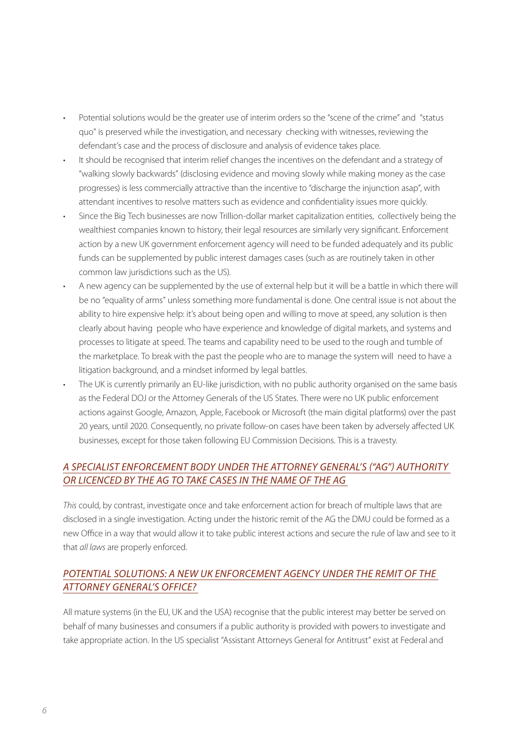- Potential solutions would be the greater use of interim orders so the "scene of the crime" and "status quo" is preserved while the investigation, and necessary checking with witnesses, reviewing the defendant's case and the process of disclosure and analysis of evidence takes place.
- It should be recognised that interim relief changes the incentives on the defendant and a strategy of "walking slowly backwards" (disclosing evidence and moving slowly while making money as the case progresses) is less commercially attractive than the incentive to "discharge the injunction asap", with attendant incentives to resolve matters such as evidence and confidentiality issues more quickly.
- Since the Big Tech businesses are now Trillion-dollar market capitalization entities, collectively being the wealthiest companies known to history, their legal resources are similarly very significant. Enforcement action by a new UK government enforcement agency will need to be funded adequately and its public funds can be supplemented by public interest damages cases (such as are routinely taken in other common law jurisdictions such as the US).
- A new agency can be supplemented by the use of external help but it will be a battle in which there will be no "equality of arms" unless something more fundamental is done. One central issue is not about the ability to hire expensive help: it's about being open and willing to move at speed, any solution is then clearly about having people who have experience and knowledge of digital markets, and systems and processes to litigate at speed. The teams and capability need to be used to the rough and tumble of the marketplace. To break with the past the people who are to manage the system will need to have a litigation background, and a mindset informed by legal battles.
- The UK is currently primarily an EU-like jurisdiction, with no public authority organised on the same basis as the Federal DOJ or the Attorney Generals of the US States. There were no UK public enforcement actions against Google, Amazon, Apple, Facebook or Microsoft (the main digital platforms) over the past 20 years, until 2020. Consequently, no private follow-on cases have been taken by adversely affected UK businesses, except for those taken following EU Commission Decisions. This is a travesty.

## *A SPECIALIST ENFORCEMENT BODY UNDER THE ATTORNEY GENERAL'S ("AG") AUTHORITY OR LICENCED BY THE AG TO TAKE CASES IN THE NAME OF THE AG*

*This* could, by contrast, investigate once and take enforcement action for breach of multiple laws that are disclosed in a single investigation. Acting under the historic remit of the AG the DMU could be formed as a new Office in a way that would allow it to take public interest actions and secure the rule of law and see to it that *all laws* are properly enforced.

## *POTENTIAL SOLUTIONS: A NEW UK ENFORCEMENT AGENCY UNDER THE REMIT OF THE ATTORNEY GENERAL'S OFFICE?*

All mature systems (in the EU, UK and the USA) recognise that the public interest may better be served on behalf of many businesses and consumers if a public authority is provided with powers to investigate and take appropriate action. In the US specialist "Assistant Attorneys General for Antitrust" exist at Federal and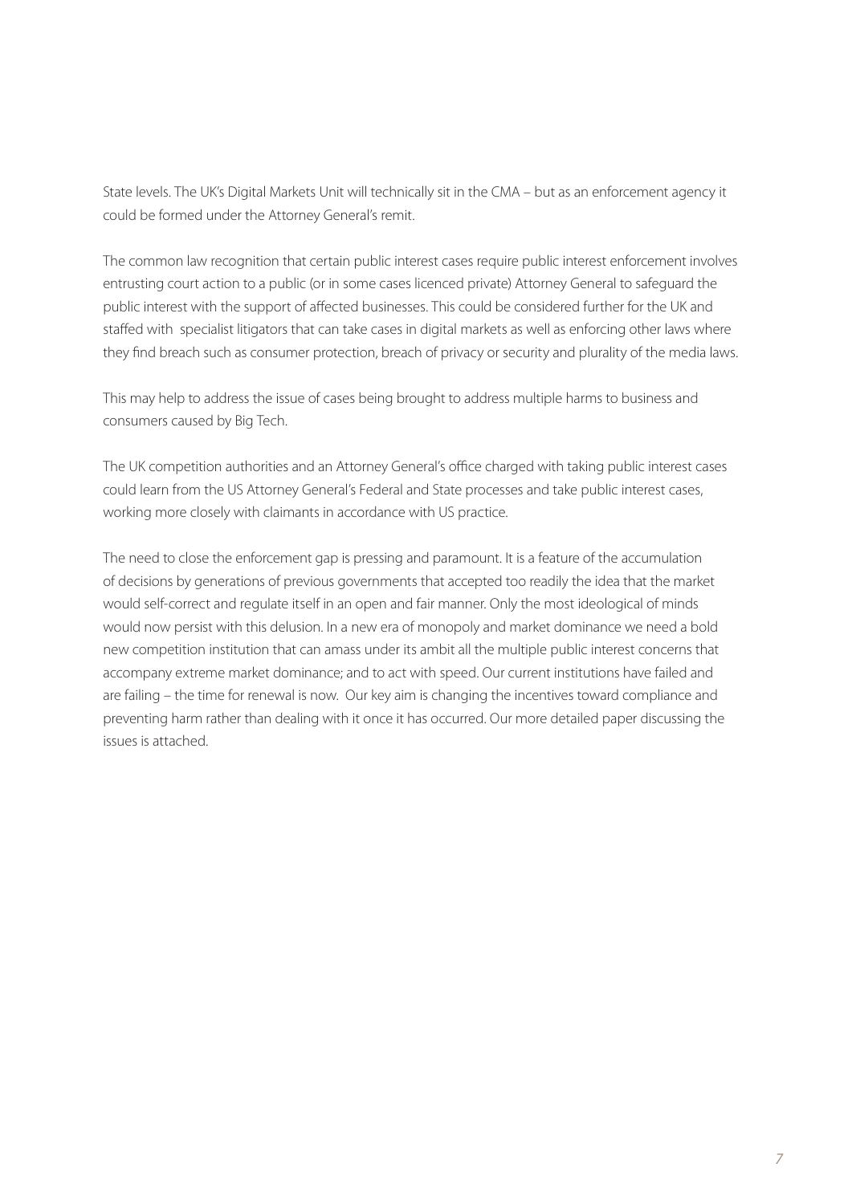State levels. The UK's Digital Markets Unit will technically sit in the CMA – but as an enforcement agency it could be formed under the Attorney General's remit.

The common law recognition that certain public interest cases require public interest enforcement involves entrusting court action to a public (or in some cases licenced private) Attorney General to safeguard the public interest with the support of affected businesses. This could be considered further for the UK and staffed with specialist litigators that can take cases in digital markets as well as enforcing other laws where they find breach such as consumer protection, breach of privacy or security and plurality of the media laws.

This may help to address the issue of cases being brought to address multiple harms to business and consumers caused by Big Tech.

The UK competition authorities and an Attorney General's office charged with taking public interest cases could learn from the US Attorney General's Federal and State processes and take public interest cases, working more closely with claimants in accordance with US practice.

The need to close the enforcement gap is pressing and paramount. It is a feature of the accumulation of decisions by generations of previous governments that accepted too readily the idea that the market would self-correct and regulate itself in an open and fair manner. Only the most ideological of minds would now persist with this delusion. In a new era of monopoly and market dominance we need a bold new competition institution that can amass under its ambit all the multiple public interest concerns that accompany extreme market dominance; and to act with speed. Our current institutions have failed and are failing – the time for renewal is now. Our key aim is changing the incentives toward compliance and preventing harm rather than dealing with it once it has occurred. Our more detailed paper discussing the issues is attached.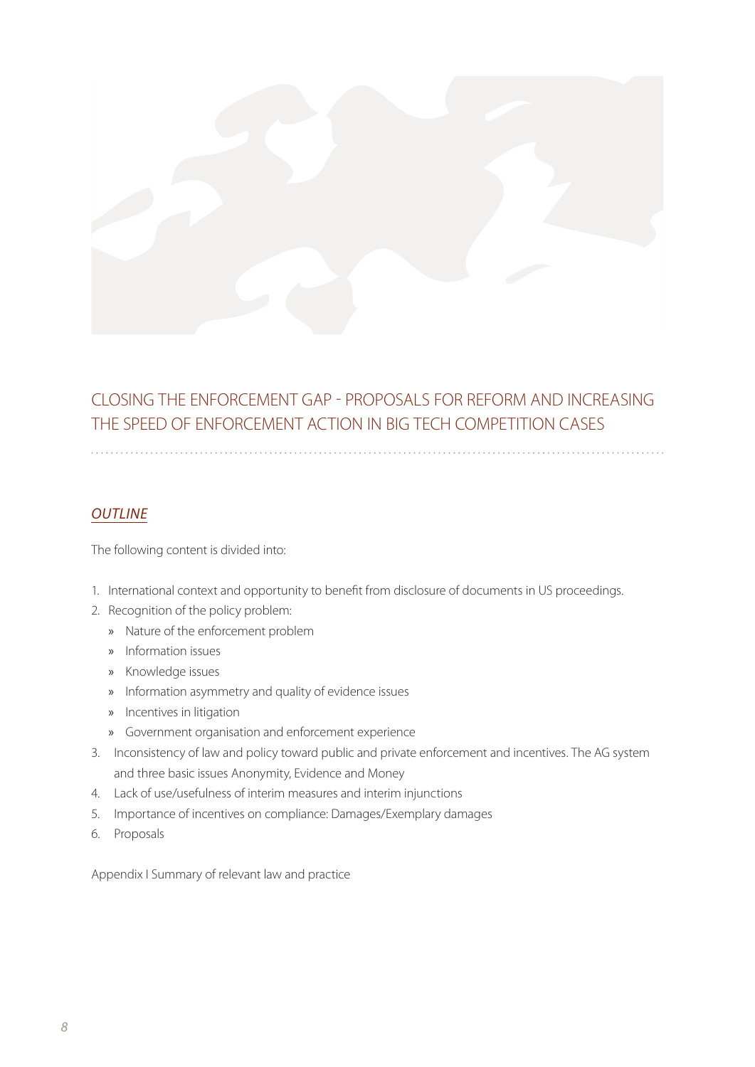## CLOSING THE ENFORCEMENT GAP - PROPOSALS FOR REFORM AND INCREASING THE SPEED OF ENFORCEMENT ACTION IN BIG TECH COMPETITION CASES

### *OUTLINE*

The following content is divided into:

1. International context and opportunity to benefit from disclosure of documents in US proceedings.
2. Recognition of the policy problem:
   - Nature of the enforcement problem
   - Information issues
   - Knowledge issues
   - Information asymmetry and quality of evidence issues
   - Incentives in litigation
   - Government organisation and enforcement experience
3. Inconsistency of law and policy toward public and private enforcement and incentives. The AG system and three basic issues Anonymity, Evidence and Money
4. Lack of use/usefulness of interim measures and interim injunctions
5. Importance of incentives on compliance: Damages/Exemplary damages
6. Proposals

Appendix I Summary of relevant law and practice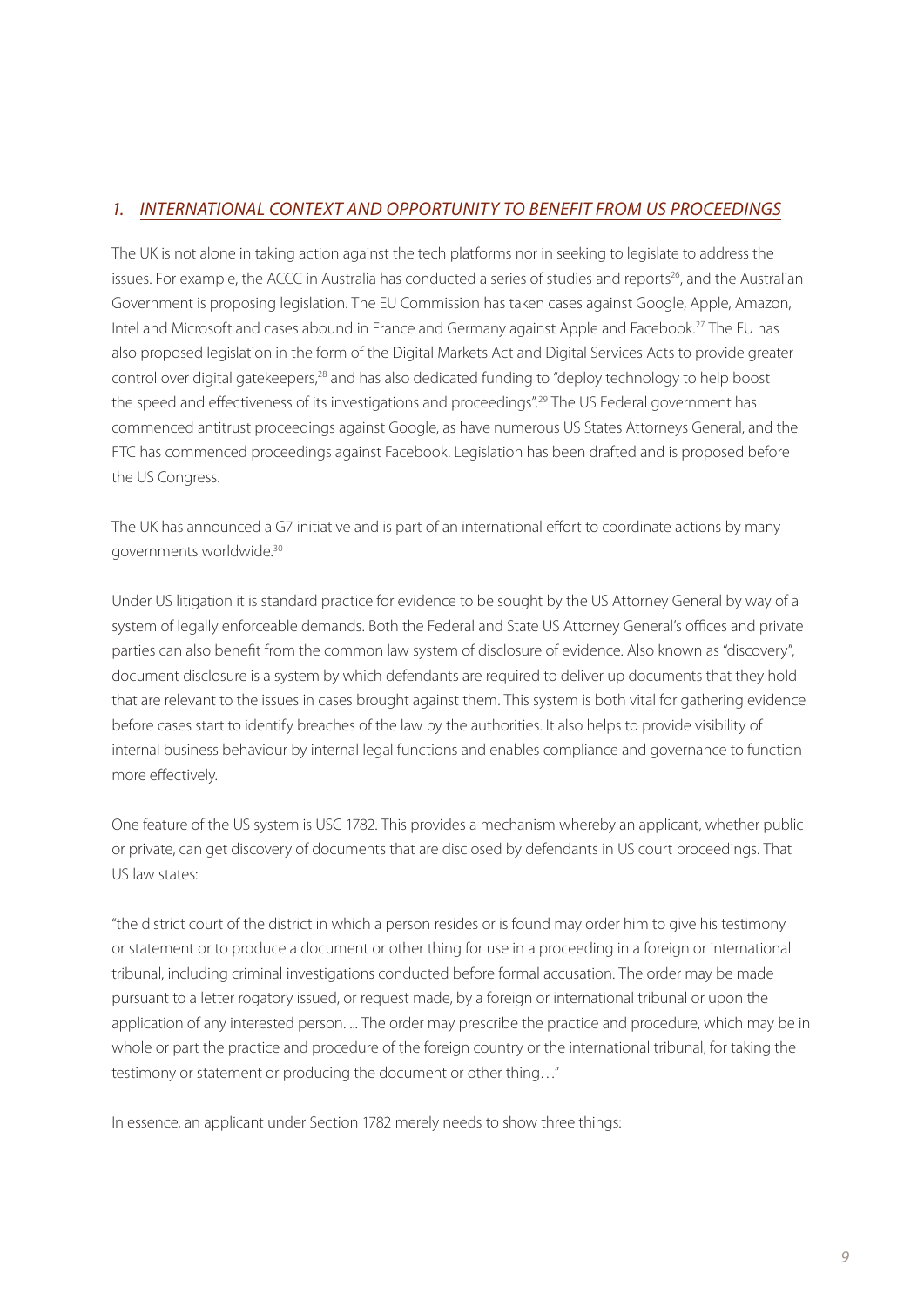## 1. *INTERNATIONAL CONTEXT AND OPPORTUNITY TO BENEFIT FROM US PROCEEDINGS*

The UK is not alone in taking action against the tech platforms nor in seeking to legislate to address the issues. For example, the ACCC in Australia has conducted a series of studies and reports[26], and the Australian Government is proposing legislation. The EU Commission has taken cases against Google, Apple, Amazon, Intel and Microsoft and cases abound in France and Germany against Apple and Facebook.[27] The EU has also proposed legislation in the form of the Digital Markets Act and Digital Services Acts to provide greater control over digital gatekeepers,[28] and has also dedicated funding to "deploy technology to help boost the speed and effectiveness of its investigations and proceedings".[29] The US Federal government has commenced antitrust proceedings against Google, as have numerous US States Attorneys General, and the FTC has commenced proceedings against Facebook. Legislation has been drafted and is proposed before the US Congress.

The UK has announced a G7 initiative and is part of an international effort to coordinate actions by many governments worldwide.[30]

Under US litigation it is standard practice for evidence to be sought by the US Attorney General by way of a system of legally enforceable demands. Both the Federal and State US Attorney General's offices and private parties can also benefit from the common law system of disclosure of evidence. Also known as "discovery", document disclosure is a system by which defendants are required to deliver up documents that they hold that are relevant to the issues in cases brought against them. This system is both vital for gathering evidence before cases start to identify breaches of the law by the authorities. It also helps to provide visibility of internal business behaviour by internal legal functions and enables compliance and governance to function more effectively.

One feature of the US system is USC 1782. This provides a mechanism whereby an applicant, whether public or private, can get discovery of documents that are disclosed by defendants in US court proceedings. That US law states:

"the district court of the district in which a person resides or is found may order him to give his testimony or statement or to produce a document or other thing for use in a proceeding in a foreign or international tribunal, including criminal investigations conducted before formal accusation. The order may be made pursuant to a letter rogatory issued, or request made, by a foreign or international tribunal or upon the application of any interested person. ... The order may prescribe the practice and procedure, which may be in whole or part the practice and procedure of the foreign country or the international tribunal, for taking the testimony or statement or producing the document or other thing…"

In essence, an applicant under Section 1782 merely needs to show three things: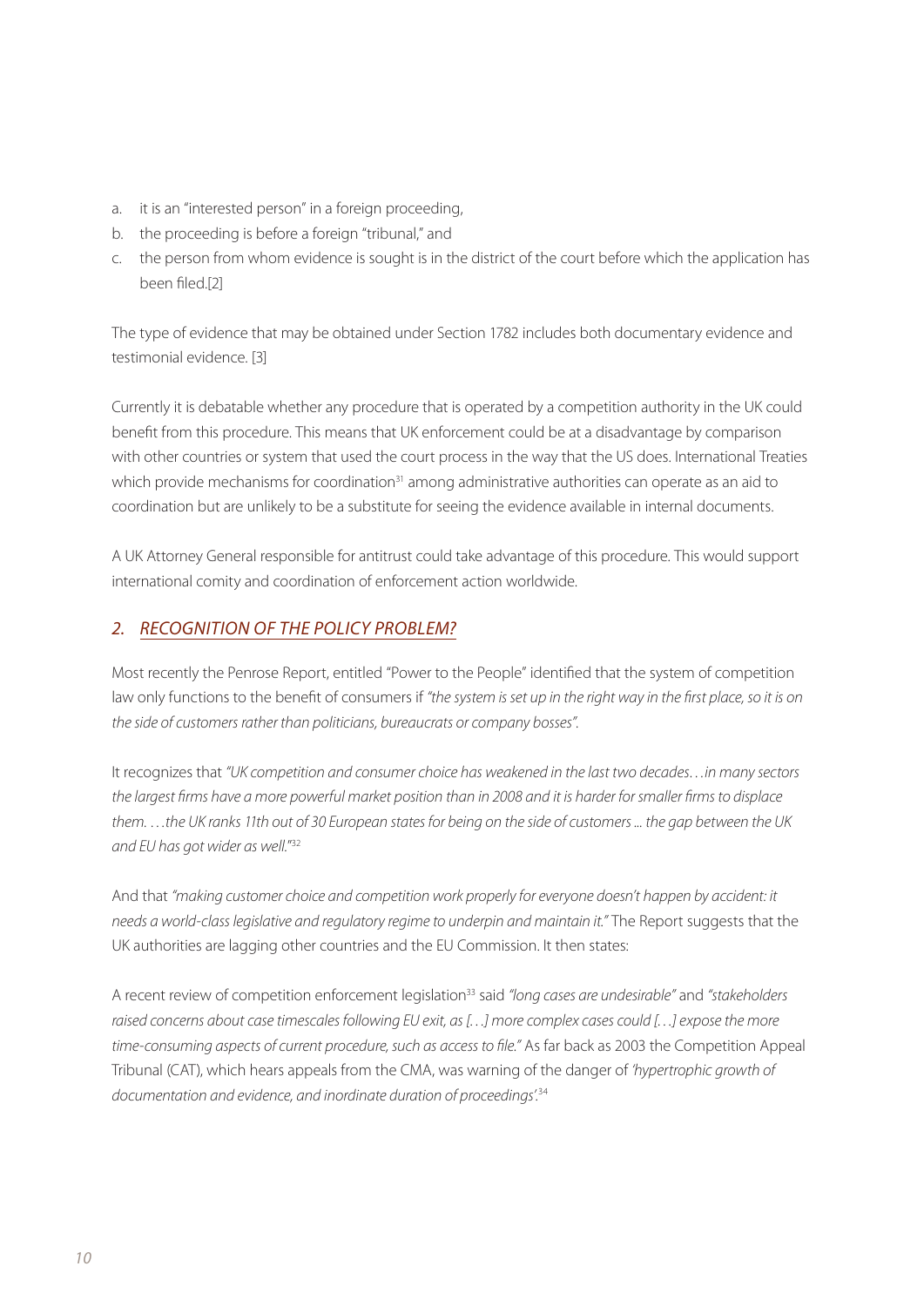a. it is an "interested person" in a foreign proceeding,
b. the proceeding is before a foreign "tribunal," and
c. the person from whom evidence is sought is in the district of the court before which the application has been filed.[2]

The type of evidence that may be obtained under Section 1782 includes both documentary evidence and testimonial evidence. [3]

Currently it is debatable whether any procedure that is operated by a competition authority in the UK could benefit from this procedure. This means that UK enforcement could be at a disadvantage by comparison with other countries or system that used the court process in the way that the US does. International Treaties which provide mechanisms for coordination[31] among administrative authorities can operate as an aid to coordination but are unlikely to be a substitute for seeing the evidence available in internal documents.

A UK Attorney General responsible for antitrust could take advantage of this procedure. This would support international comity and coordination of enforcement action worldwide.

## *2. RECOGNITION OF THE POLICY PROBLEM?*

Most recently the Penrose Report, entitled "Power to the People" identified that the system of competition law only functions to the benefit of consumers if *"the system is set up in the right way in the first place, so it is on the side of customers rather than politicians, bureaucrats or company bosses".*

It recognizes that *"UK competition and consumer choice has weakened in the last two decades…in many sectors the largest firms have a more powerful market position than in 2008 and it is harder for smaller firms to displace them. …the UK ranks 11th out of 30 European states for being on the side of customers ... the gap between the UK and EU has got wider as well."*[32]

And that *"making customer choice and competition work properly for everyone doesn't happen by accident: it needs a world-class legislative and regulatory regime to underpin and maintain it."* The Report suggests that the UK authorities are lagging other countries and the EU Commission. It then states:

A recent review of competition enforcement legislation[33] said *"long cases are undesirable"* and *"stakeholders raised concerns about case timescales following EU exit, as […] more complex cases could […] expose the more time-consuming aspects of current procedure, such as access to file."* As far back as 2003 the Competition Appeal Tribunal (CAT), which hears appeals from the CMA, was warning of the danger of *'hypertrophic growth of documentation and evidence, and inordinate duration of proceedings'.*[34]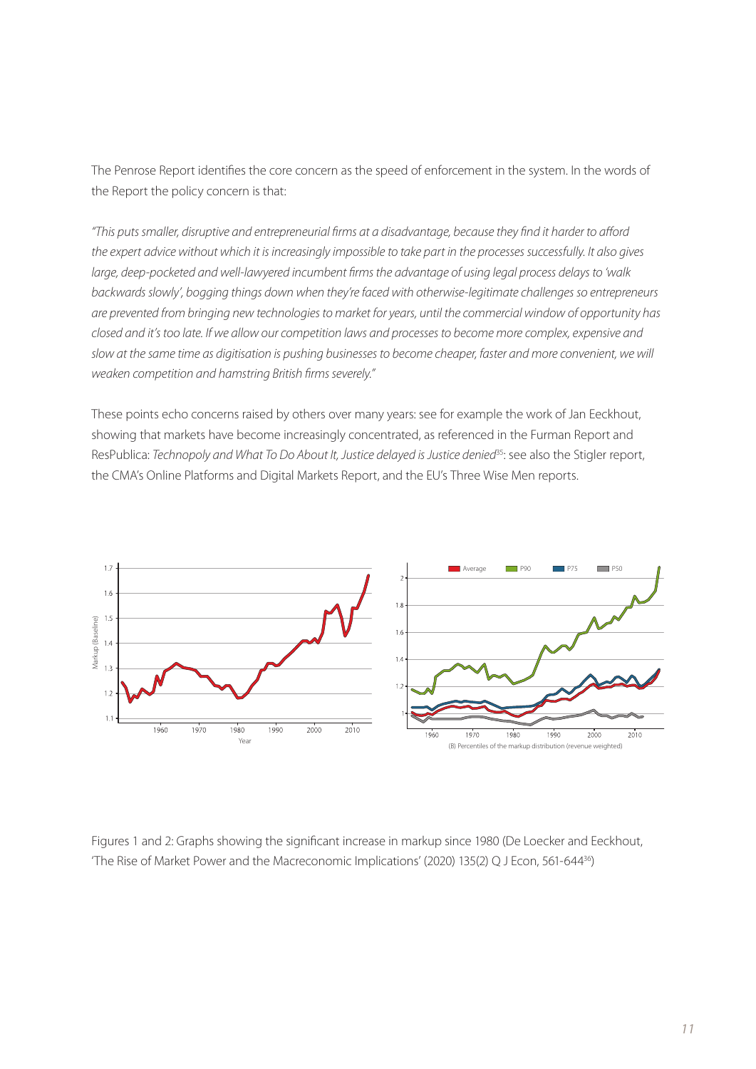The Penrose Report identifies the core concern as the speed of enforcement in the system. In the words of the Report the policy concern is that:

*"This puts smaller, disruptive and entrepreneurial firms at a disadvantage, because they find it harder to afford the expert advice without which it is increasingly impossible to take part in the processes successfully. It also gives large, deep-pocketed and well-lawyered incumbent firms the advantage of using legal process delays to 'walk backwards slowly', bogging things down when they're faced with otherwise-legitimate challenges so entrepreneurs are prevented from bringing new technologies to market for years, until the commercial window of opportunity has closed and it's too late. If we allow our competition laws and processes to become more complex, expensive and slow at the same time as digitisation is pushing businesses to become cheaper, faster and more convenient, we will weaken competition and hamstring British firms severely."*

These points echo concerns raised by others over many years: see for example the work of Jan Eeckhout, showing that markets have become increasingly concentrated, as referenced in the Furman Report and ResPublica: *Technopoly and What To Do About It, Justice delayed is Justice denied*[35]: see also the Stigler report, the CMA's Online Platforms and Digital Markets Report, and the EU's Three Wise Men reports.

Figures 1 and 2: Graphs showing the significant increase in markup since 1980 (De Loecker and Eeckhout, 'The Rise of Market Power and the Macroeconomic Implications' (2020) 135(2) Q J Econ, 561-644[36])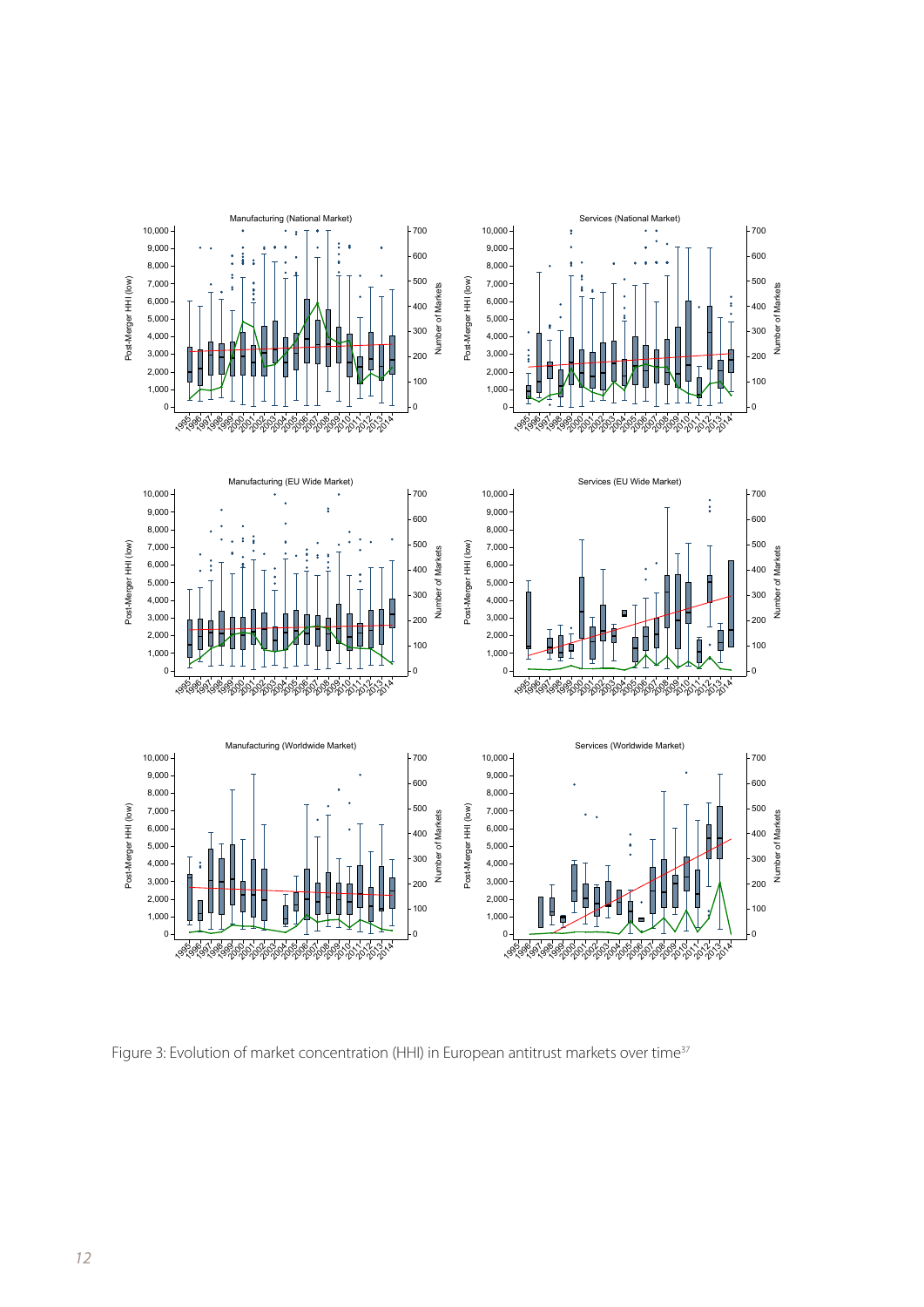Figure 3: Evolution of market concentration (HHI) in European antitrust markets over time[37]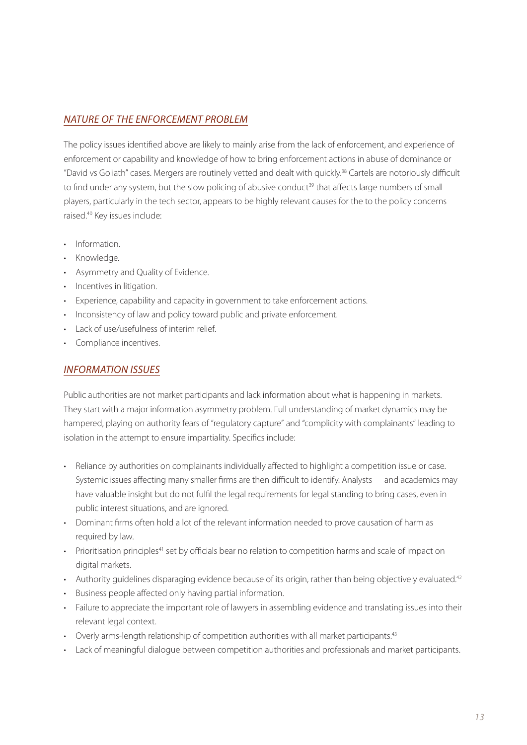## *NATURE OF THE ENFORCEMENT PROBLEM*

The policy issues identified above are likely to mainly arise from the lack of enforcement, and experience of enforcement or capability and knowledge of how to bring enforcement actions in abuse of dominance or "David vs Goliath" cases. Mergers are routinely vetted and dealt with quickly.[38] Cartels are notoriously difficult to find under any system, but the slow policing of abusive conduct[39] that affects large numbers of small players, particularly in the tech sector, appears to be highly relevant causes for the to the policy concerns raised.[40] Key issues include:

- Information.
- Knowledge.
- Asymmetry and Quality of Evidence.
- Incentives in litigation.
- Experience, capability and capacity in government to take enforcement actions.
- Inconsistency of law and policy toward public and private enforcement.
- Lack of use/usefulness of interim relief.
- Compliance incentives.

## *INFORMATION ISSUES*

Public authorities are not market participants and lack information about what is happening in markets. They start with a major information asymmetry problem. Full understanding of market dynamics may be hampered, playing on authority fears of "regulatory capture" and "complicity with complainants" leading to isolation in the attempt to ensure impartiality. Specifics include:

- Reliance by authorities on complainants individually affected to highlight a competition issue or case. Systemic issues affecting many smaller firms are then difficult to identify. Analysts and academics may have valuable insight but do not fulfil the legal requirements for legal standing to bring cases, even in public interest situations, and are ignored.
- Dominant firms often hold a lot of the relevant information needed to prove causation of harm as required by law.
- Prioritisation principles[41] set by officials bear no relation to competition harms and scale of impact on digital markets.
- Authority guidelines disparaging evidence because of its origin, rather than being objectively evaluated.[42]
- Business people affected only having partial information.
- Failure to appreciate the important role of lawyers in assembling evidence and translating issues into their relevant legal context.
- Overly arms-length relationship of competition authorities with all market participants.[43]
- Lack of meaningful dialogue between competition authorities and professionals and market participants.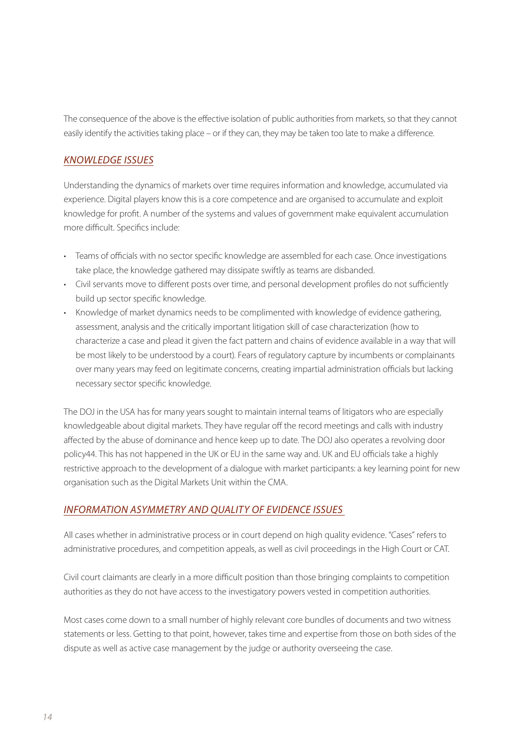The consequence of the above is the effective isolation of public authorities from markets, so that they cannot easily identify the activities taking place – or if they can, they may be taken too late to make a difference.

### *KNOWLEDGE ISSUES*

Understanding the dynamics of markets over time requires information and knowledge, accumulated via experience. Digital players know this is a core competence and are organised to accumulate and exploit knowledge for profit. A number of the systems and values of government make equivalent accumulation more difficult. Specifics include:

- Teams of officials with no sector specific knowledge are assembled for each case. Once investigations take place, the knowledge gathered may dissipate swiftly as teams are disbanded.
- Civil servants move to different posts over time, and personal development profiles do not sufficiently build up sector specific knowledge.
- Knowledge of market dynamics needs to be complimented with knowledge of evidence gathering, assessment, analysis and the critically important litigation skill of case characterization (how to characterize a case and plead it given the fact pattern and chains of evidence available in a way that will be most likely to be understood by a court). Fears of regulatory capture by incumbents or complainants over many years may feed on legitimate concerns, creating impartial administration officials but lacking necessary sector specific knowledge.

The DOJ in the USA has for many years sought to maintain internal teams of litigators who are especially knowledgeable about digital markets. They have regular off the record meetings and calls with industry affected by the abuse of dominance and hence keep up to date. The DOJ also operates a revolving door policy[44]. This has not happened in the UK or EU in the same way and. UK and EU officials take a highly restrictive approach to the development of a dialogue with market participants: a key learning point for new organisation such as the Digital Markets Unit within the CMA.

### *INFORMATION ASYMMETRY AND QUALITY OF EVIDENCE ISSUES*

All cases whether in administrative process or in court depend on high quality evidence. "Cases" refers to administrative procedures, and competition appeals, as well as civil proceedings in the High Court or CAT.

Civil court claimants are clearly in a more difficult position than those bringing complaints to competition authorities as they do not have access to the investigatory powers vested in competition authorities.

Most cases come down to a small number of highly relevant core bundles of documents and two witness statements or less. Getting to that point, however, takes time and expertise from those on both sides of the dispute as well as active case management by the judge or authority overseeing the case.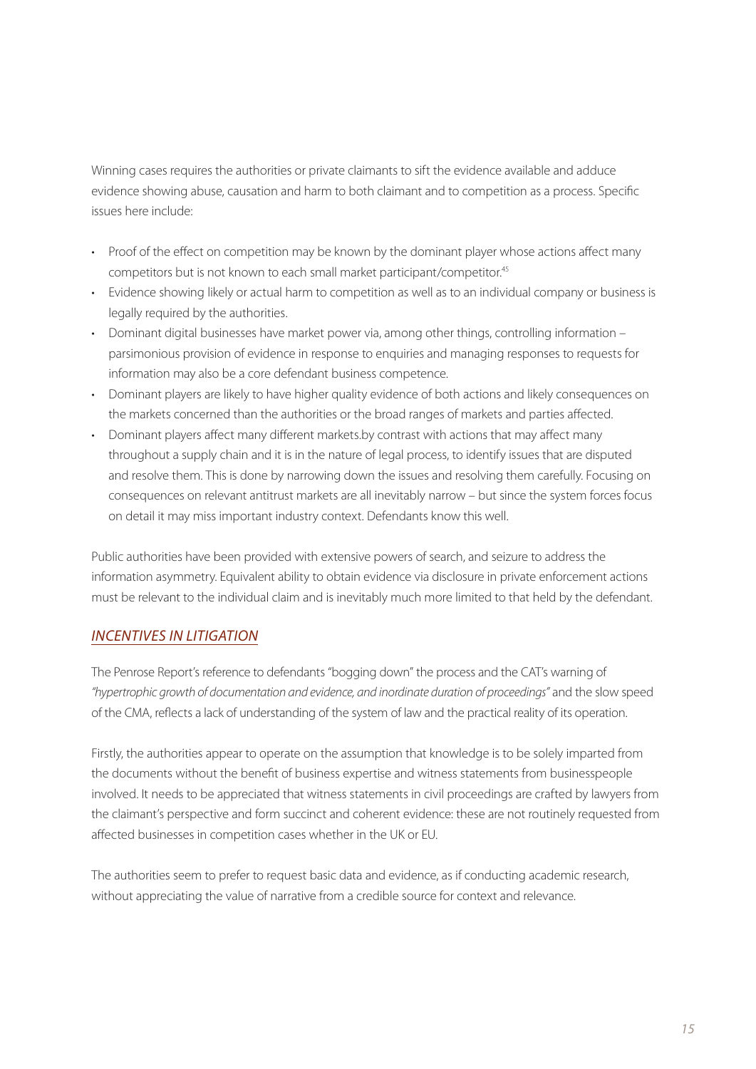Winning cases requires the authorities or private claimants to sift the evidence available and adduce evidence showing abuse, causation and harm to both claimant and to competition as a process. Specific issues here include:

- Proof of the effect on competition may be known by the dominant player whose actions affect many competitors but is not known to each small market participant/competitor.[45]
- Evidence showing likely or actual harm to competition as well as to an individual company or business is legally required by the authorities.
- Dominant digital businesses have market power via, among other things, controlling information – parsimonious provision of evidence in response to enquiries and managing responses to requests for information may also be a core defendant business competence.
- Dominant players are likely to have higher quality evidence of both actions and likely consequences on the markets concerned than the authorities or the broad ranges of markets and parties affected.
- Dominant players affect many different markets.by contrast with actions that may affect many throughout a supply chain and it is in the nature of legal process, to identify issues that are disputed and resolve them. This is done by narrowing down the issues and resolving them carefully. Focusing on consequences on relevant antitrust markets are all inevitably narrow – but since the system forces focus on detail it may miss important industry context. Defendants know this well.

Public authorities have been provided with extensive powers of search, and seizure to address the information asymmetry. Equivalent ability to obtain evidence via disclosure in private enforcement actions must be relevant to the individual claim and is inevitably much more limited to that held by the defendant.

## *INCENTIVES IN LITIGATION*

The Penrose Report's reference to defendants "bogging down" the process and the CAT's warning of *"hypertrophic growth of documentation and evidence, and inordinate duration of proceedings"* and the slow speed of the CMA, reflects a lack of understanding of the system of law and the practical reality of its operation.

Firstly, the authorities appear to operate on the assumption that knowledge is to be solely imparted from the documents without the benefit of business expertise and witness statements from businesspeople involved. It needs to be appreciated that witness statements in civil proceedings are crafted by lawyers from the claimant's perspective and form succinct and coherent evidence: these are not routinely requested from affected businesses in competition cases whether in the UK or EU.

The authorities seem to prefer to request basic data and evidence, as if conducting academic research, without appreciating the value of narrative from a credible source for context and relevance.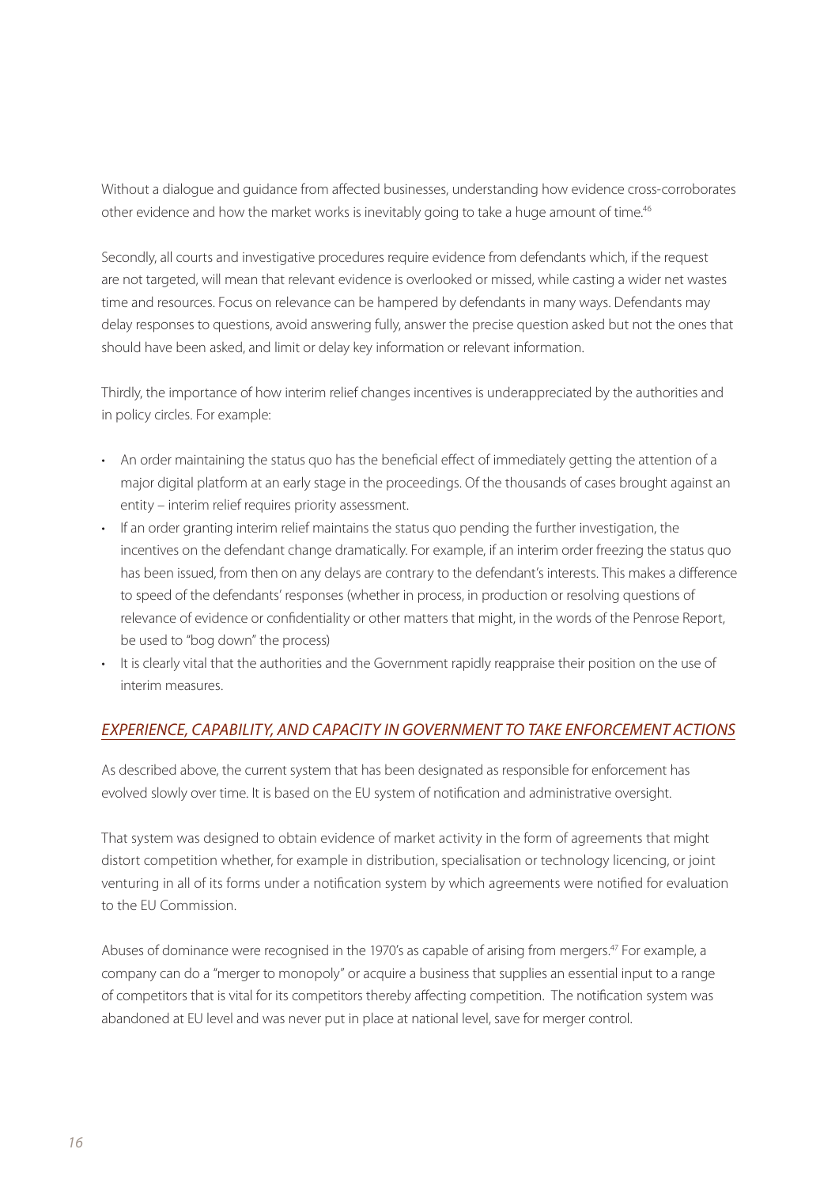Without a dialogue and guidance from affected businesses, understanding how evidence cross-corroborates other evidence and how the market works is inevitably going to take a huge amount of time.[46]

Secondly, all courts and investigative procedures require evidence from defendants which, if the request are not targeted, will mean that relevant evidence is overlooked or missed, while casting a wider net wastes time and resources. Focus on relevance can be hampered by defendants in many ways. Defendants may delay responses to questions, avoid answering fully, answer the precise question asked but not the ones that should have been asked, and limit or delay key information or relevant information.

Thirdly, the importance of how interim relief changes incentives is underappreciated by the authorities and in policy circles. For example:

- An order maintaining the status quo has the beneficial effect of immediately getting the attention of a major digital platform at an early stage in the proceedings. Of the thousands of cases brought against an entity – interim relief requires priority assessment.
- If an order granting interim relief maintains the status quo pending the further investigation, the incentives on the defendant change dramatically. For example, if an interim order freezing the status quo has been issued, from then on any delays are contrary to the defendant's interests. This makes a difference to speed of the defendants' responses (whether in process, in production or resolving questions of relevance of evidence or confidentiality or other matters that might, in the words of the Penrose Report, be used to "bog down" the process)
- It is clearly vital that the authorities and the Government rapidly reappraise their position on the use of interim measures.

## *EXPERIENCE, CAPABILITY, AND CAPACITY IN GOVERNMENT TO TAKE ENFORCEMENT ACTIONS*

As described above, the current system that has been designated as responsible for enforcement has evolved slowly over time. It is based on the EU system of notification and administrative oversight.

That system was designed to obtain evidence of market activity in the form of agreements that might distort competition whether, for example in distribution, specialisation or technology licencing, or joint venturing in all of its forms under a notification system by which agreements were notified for evaluation to the EU Commission.

Abuses of dominance were recognised in the 1970's as capable of arising from mergers.[47] For example, a company can do a "merger to monopoly" or acquire a business that supplies an essential input to a range of competitors that is vital for its competitors thereby affecting competition. The notification system was abandoned at EU level and was never put in place at national level, save for merger control.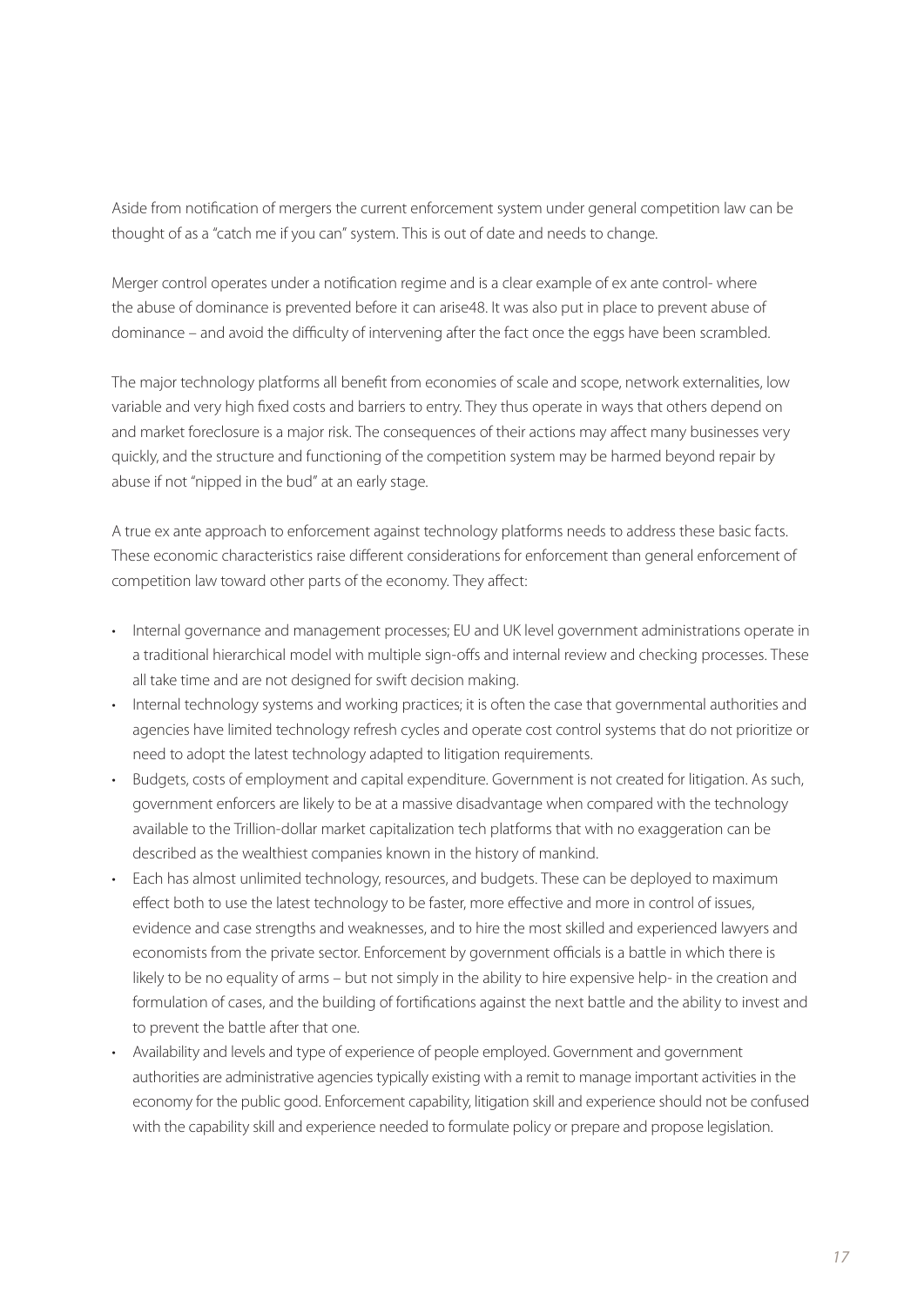Aside from notification of mergers the current enforcement system under general competition law can be thought of as a "catch me if you can" system. This is out of date and needs to change.

Merger control operates under a notification regime and is a clear example of ex ante control- where the abuse of dominance is prevented before it can arise[48]. It was also put in place to prevent abuse of dominance – and avoid the difficulty of intervening after the fact once the eggs have been scrambled.

The major technology platforms all benefit from economies of scale and scope, network externalities, low variable and very high fixed costs and barriers to entry. They thus operate in ways that others depend on and market foreclosure is a major risk. The consequences of their actions may affect many businesses very quickly, and the structure and functioning of the competition system may be harmed beyond repair by abuse if not "nipped in the bud" at an early stage.

A true ex ante approach to enforcement against technology platforms needs to address these basic facts. These economic characteristics raise different considerations for enforcement than general enforcement of competition law toward other parts of the economy. They affect:

- Internal governance and management processes; EU and UK level government administrations operate in a traditional hierarchical model with multiple sign-offs and internal review and checking processes. These all take time and are not designed for swift decision making.
- Internal technology systems and working practices; it is often the case that governmental authorities and agencies have limited technology refresh cycles and operate cost control systems that do not prioritize or need to adopt the latest technology adapted to litigation requirements.
- Budgets, costs of employment and capital expenditure. Government is not created for litigation. As such, government enforcers are likely to be at a massive disadvantage when compared with the technology available to the Trillion-dollar market capitalization tech platforms that with no exaggeration can be described as the wealthiest companies known in the history of mankind.
- Each has almost unlimited technology, resources, and budgets. These can be deployed to maximum effect both to use the latest technology to be faster, more effective and more in control of issues, evidence and case strengths and weaknesses, and to hire the most skilled and experienced lawyers and economists from the private sector. Enforcement by government officials is a battle in which there is likely to be no equality of arms – but not simply in the ability to hire expensive help- in the creation and formulation of cases, and the building of fortifications against the next battle and the ability to invest and to prevent the battle after that one.
- Availability and levels and type of experience of people employed. Government and government authorities are administrative agencies typically existing with a remit to manage important activities in the economy for the public good. Enforcement capability, litigation skill and experience should not be confused with the capability skill and experience needed to formulate policy or prepare and propose legislation.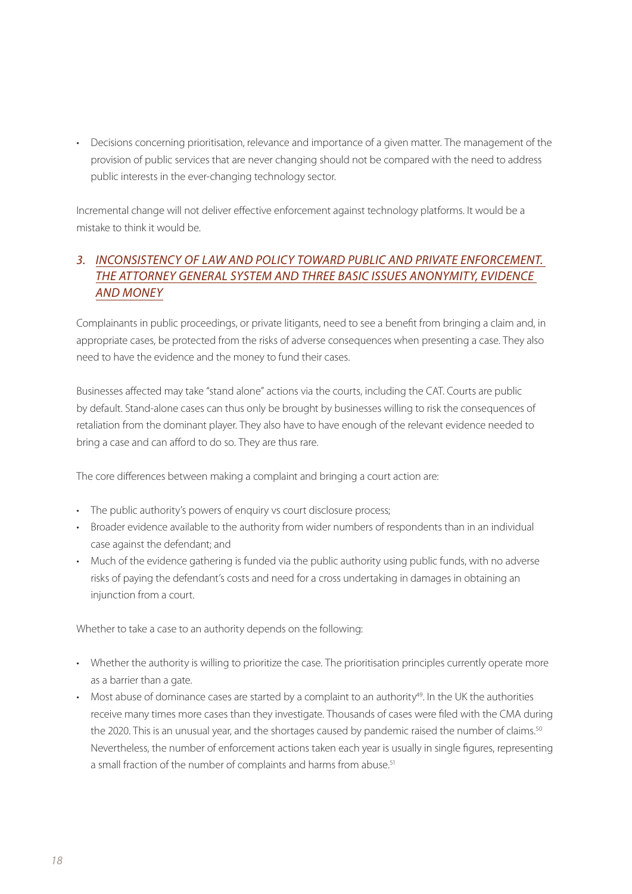- Decisions concerning prioritisation, relevance and importance of a given matter. The management of the provision of public services that are never changing should not be compared with the need to address public interests in the ever-changing technology sector.

Incremental change will not deliver effective enforcement against technology platforms. It would be a mistake to think it would be.

### 3. *INCONSISTENCY OF LAW AND POLICY TOWARD PUBLIC AND PRIVATE ENFORCEMENT. THE ATTORNEY GENERAL SYSTEM AND THREE BASIC ISSUES ANONYMITY, EVIDENCE AND MONEY*

Complainants in public proceedings, or private litigants, need to see a benefit from bringing a claim and, in appropriate cases, be protected from the risks of adverse consequences when presenting a case. They also need to have the evidence and the money to fund their cases.

Businesses affected may take "stand alone" actions via the courts, including the CAT. Courts are public by default. Stand-alone cases can thus only be brought by businesses willing to risk the consequences of retaliation from the dominant player. They also have to have enough of the relevant evidence needed to bring a case and can afford to do so. They are thus rare.

The core differences between making a complaint and bringing a court action are:

- The public authority's powers of enquiry vs court disclosure process;
- Broader evidence available to the authority from wider numbers of respondents than in an individual case against the defendant; and
- Much of the evidence gathering is funded via the public authority using public funds, with no adverse risks of paying the defendant's costs and need for a cross undertaking in damages in obtaining an injunction from a court.

Whether to take a case to an authority depends on the following:

- Whether the authority is willing to prioritize the case. The prioritisation principles currently operate more as a barrier than a gate.
- Most abuse of dominance cases are started by a complaint to an authority[49]. In the UK the authorities receive many times more cases than they investigate. Thousands of cases were filed with the CMA during the 2020. This is an unusual year, and the shortages caused by pandemic raised the number of claims.[50] Nevertheless, the number of enforcement actions taken each year is usually in single figures, representing a small fraction of the number of complaints and harms from abuse.[51]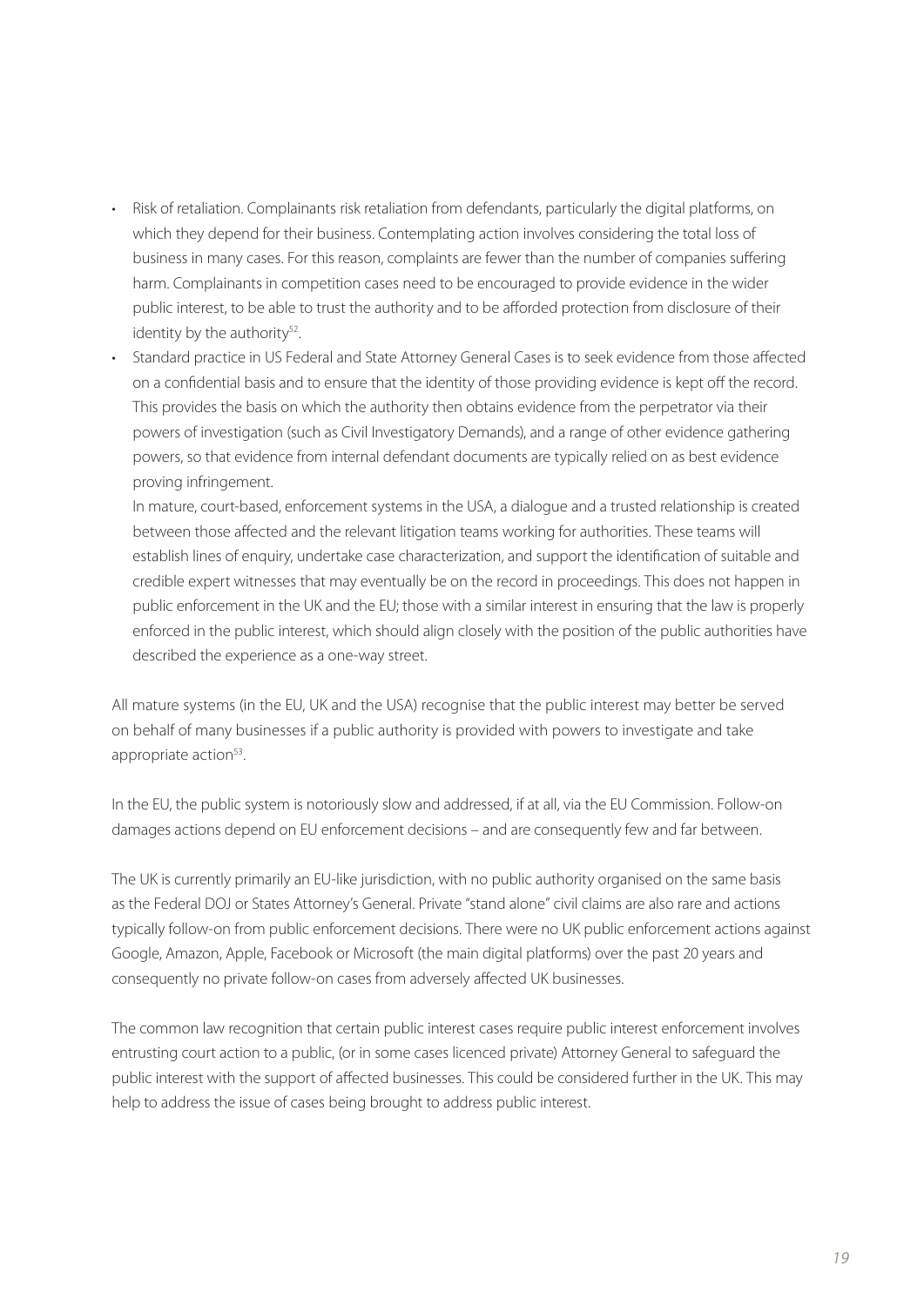- Risk of retaliation. Complainants risk retaliation from defendants, particularly the digital platforms, on which they depend for their business. Contemplating action involves considering the total loss of business in many cases. For this reason, complaints are fewer than the number of companies suffering harm. Complainants in competition cases need to be encouraged to provide evidence in the wider public interest, to be able to trust the authority and to be afforded protection from disclosure of their identity by the authority[52].
- Standard practice in US Federal and State Attorney General Cases is to seek evidence from those affected on a confidential basis and to ensure that the identity of those providing evidence is kept off the record. This provides the basis on which the authority then obtains evidence from the perpetrator via their powers of investigation (such as Civil Investigatory Demands), and a range of other evidence gathering powers, so that evidence from internal defendant documents are typically relied on as best evidence proving infringement.

  In mature, court-based, enforcement systems in the USA, a dialogue and a trusted relationship is created between those affected and the relevant litigation teams working for authorities. These teams will establish lines of enquiry, undertake case characterization, and support the identification of suitable and credible expert witnesses that may eventually be on the record in proceedings. This does not happen in public enforcement in the UK and the EU; those with a similar interest in ensuring that the law is properly enforced in the public interest, which should align closely with the position of the public authorities have described the experience as a one-way street.

All mature systems (in the EU, UK and the USA) recognise that the public interest may better be served on behalf of many businesses if a public authority is provided with powers to investigate and take appropriate action[53].

In the EU, the public system is notoriously slow and addressed, if at all, via the EU Commission. Follow-on damages actions depend on EU enforcement decisions – and are consequently few and far between.

The UK is currently primarily an EU-like jurisdiction, with no public authority organised on the same basis as the Federal DOJ or States Attorney's General. Private "stand alone" civil claims are also rare and actions typically follow-on from public enforcement decisions. There were no UK public enforcement actions against Google, Amazon, Apple, Facebook or Microsoft (the main digital platforms) over the past 20 years and consequently no private follow-on cases from adversely affected UK businesses.

The common law recognition that certain public interest cases require public interest enforcement involves entrusting court action to a public, (or in some cases licenced private) Attorney General to safeguard the public interest with the support of affected businesses. This could be considered further in the UK. This may help to address the issue of cases being brought to address public interest.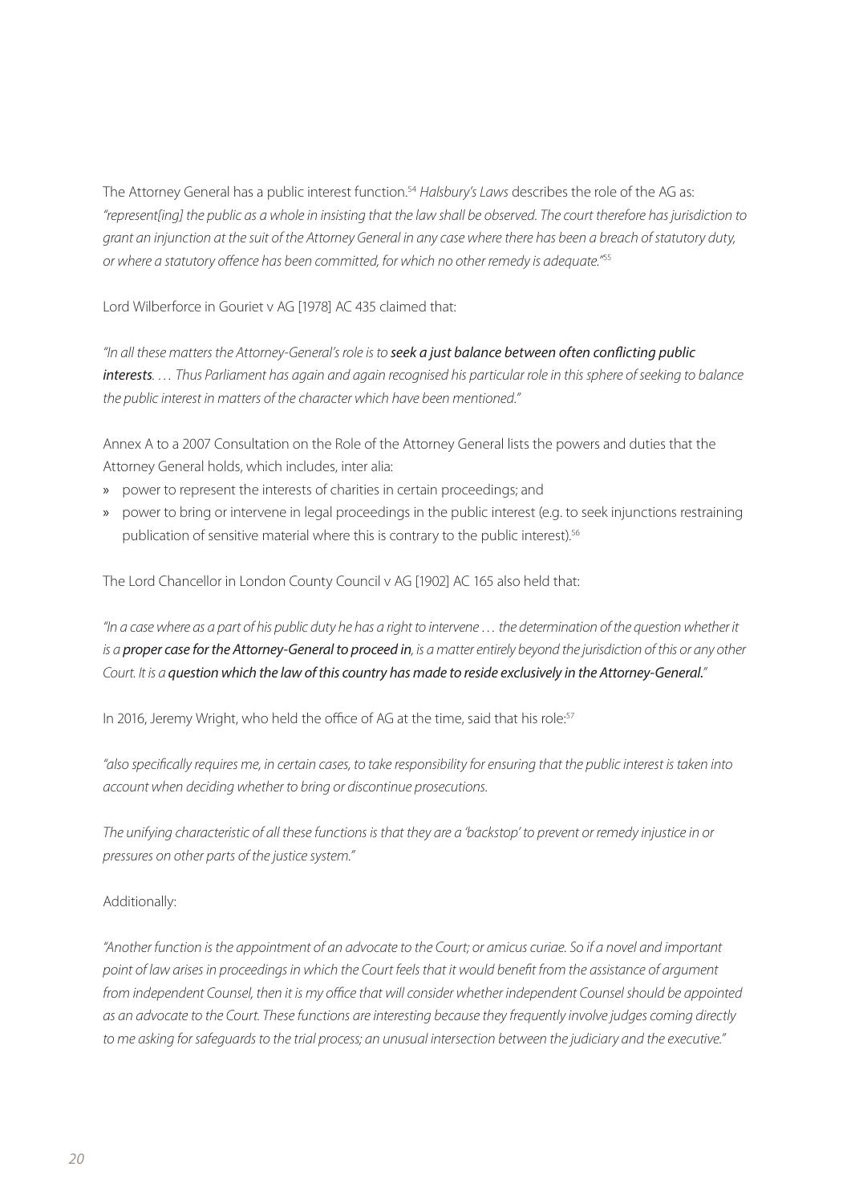The Attorney General has a public interest function.[54] *Halsbury's Laws* describes the role of the AG as: *"represent[ing] the public as a whole in insisting that the law shall be observed. The court therefore has jurisdiction to grant an injunction at the suit of the Attorney General in any case where there has been a breach of statutory duty, or where a statutory offence has been committed, for which no other remedy is adequate."*[55]

Lord Wilberforce in Gouriet v AG [1978] AC 435 claimed that:

*"In all these matters the Attorney-General's role is to* ***seek a just balance between often conflicting public interests****. … Thus Parliament has again and again recognised his particular role in this sphere of seeking to balance the public interest in matters of the character which have been mentioned."*

Annex A to a 2007 Consultation on the Role of the Attorney General lists the powers and duties that the Attorney General holds, which includes, inter alia:

- power to represent the interests of charities in certain proceedings; and
- power to bring or intervene in legal proceedings in the public interest (e.g. to seek injunctions restraining publication of sensitive material where this is contrary to the public interest).[56]

The Lord Chancellor in London County Council v AG [1902] AC 165 also held that:

*"In a case where as a part of his public duty he has a right to intervene … the determination of the question whether it is a* ***proper case for the Attorney-General to proceed in****, is a matter entirely beyond the jurisdiction of this or any other Court. It is a* ***question which the law of this country has made to reside exclusively in the Attorney-General.****"*

In 2016, Jeremy Wright, who held the office of AG at the time, said that his role:[57]

*"also specifically requires me, in certain cases, to take responsibility for ensuring that the public interest is taken into account when deciding whether to bring or discontinue prosecutions.*

*The unifying characteristic of all these functions is that they are a 'backstop' to prevent or remedy injustice in or pressures on other parts of the justice system."*

Additionally:

*"Another function is the appointment of an advocate to the Court; or amicus curiae. So if a novel and important point of law arises in proceedings in which the Court feels that it would benefit from the assistance of argument from independent Counsel, then it is my office that will consider whether independent Counsel should be appointed as an advocate to the Court. These functions are interesting because they frequently involve judges coming directly to me asking for safeguards to the trial process; an unusual intersection between the judiciary and the executive."*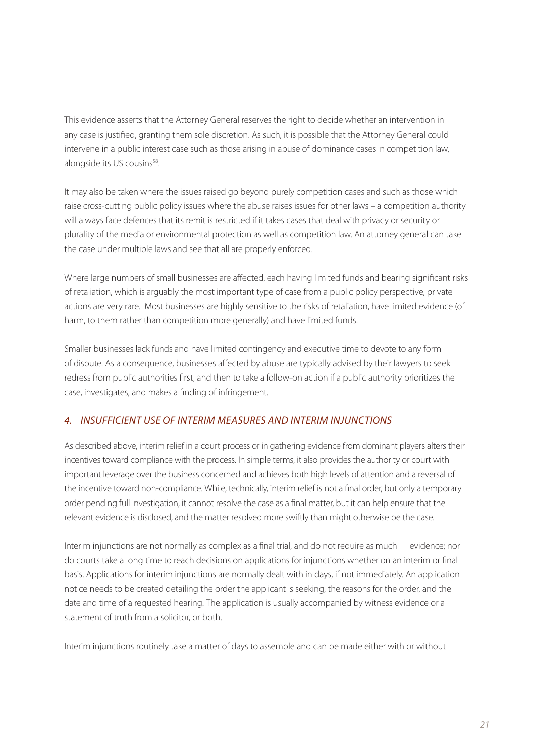This evidence asserts that the Attorney General reserves the right to decide whether an intervention in any case is justified, granting them sole discretion. As such, it is possible that the Attorney General could intervene in a public interest case such as those arising in abuse of dominance cases in competition law, alongside its US cousins[58].

It may also be taken where the issues raised go beyond purely competition cases and such as those which raise cross-cutting public policy issues where the abuse raises issues for other laws – a competition authority will always face defences that its remit is restricted if it takes cases that deal with privacy or security or plurality of the media or environmental protection as well as competition law. An attorney general can take the case under multiple laws and see that all are properly enforced.

Where large numbers of small businesses are affected, each having limited funds and bearing significant risks of retaliation, which is arguably the most important type of case from a public policy perspective, private actions are very rare. Most businesses are highly sensitive to the risks of retaliation, have limited evidence (of harm, to them rather than competition more generally) and have limited funds.

Smaller businesses lack funds and have limited contingency and executive time to devote to any form of dispute. As a consequence, businesses affected by abuse are typically advised by their lawyers to seek redress from public authorities first, and then to take a follow-on action if a public authority prioritizes the case, investigates, and makes a finding of infringement.

## *4. INSUFFICIENT USE OF INTERIM MEASURES AND INTERIM INJUNCTIONS*

As described above, interim relief in a court process or in gathering evidence from dominant players alters their incentives toward compliance with the process. In simple terms, it also provides the authority or court with important leverage over the business concerned and achieves both high levels of attention and a reversal of the incentive toward non-compliance. While, technically, interim relief is not a final order, but only a temporary order pending full investigation, it cannot resolve the case as a final matter, but it can help ensure that the relevant evidence is disclosed, and the matter resolved more swiftly than might otherwise be the case.

Interim injunctions are not normally as complex as a final trial, and do not require as much evidence; nor do courts take a long time to reach decisions on applications for injunctions whether on an interim or final basis. Applications for interim injunctions are normally dealt with in days, if not immediately. An application notice needs to be created detailing the order the applicant is seeking, the reasons for the order, and the date and time of a requested hearing. The application is usually accompanied by witness evidence or a statement of truth from a solicitor, or both.

Interim injunctions routinely take a matter of days to assemble and can be made either with or without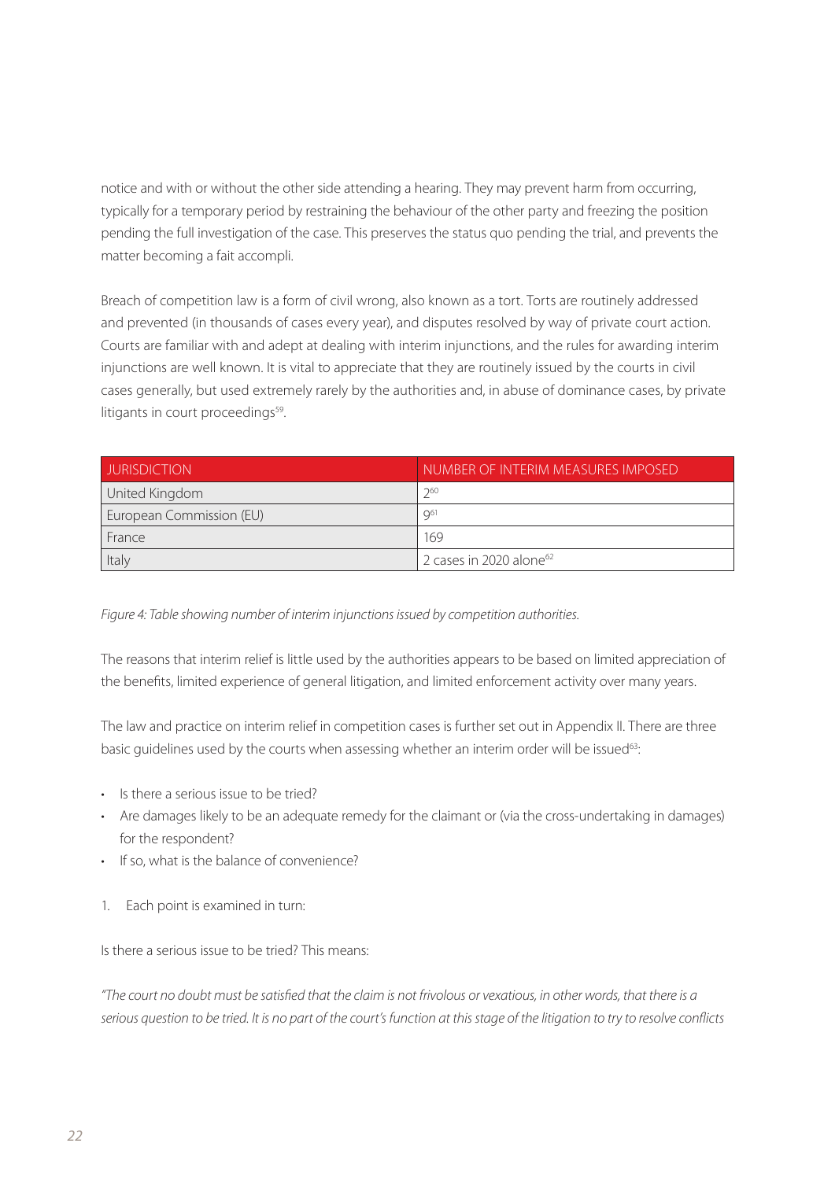notice and with or without the other side attending a hearing. They may prevent harm from occurring, typically for a temporary period by restraining the behaviour of the other party and freezing the position pending the full investigation of the case. This preserves the status quo pending the trial, and prevents the matter becoming a fait accompli.

Breach of competition law is a form of civil wrong, also known as a tort. Torts are routinely addressed and prevented (in thousands of cases every year), and disputes resolved by way of private court action. Courts are familiar with and adept at dealing with interim injunctions, and the rules for awarding interim injunctions are well known. It is vital to appreciate that they are routinely issued by the courts in civil cases generally, but used extremely rarely by the authorities and, in abuse of dominance cases, by private litigants in court proceedings[59].

| JURISDICTION | NUMBER OF INTERIM MEASURES IMPOSED |
| --- | --- |
| United Kingdom | 2[60] |
| European Commission (EU) | 9[61] |
| France | 169 |
| Italy | 2 cases in 2020 alone[62] |

*Figure 4: Table showing number of interim injunctions issued by competition authorities.*

The reasons that interim relief is little used by the authorities appears to be based on limited appreciation of the benefits, limited experience of general litigation, and limited enforcement activity over many years.

The law and practice on interim relief in competition cases is further set out in Appendix II. There are three basic guidelines used by the courts when assessing whether an interim order will be issued[63]:

- Is there a serious issue to be tried?
- Are damages likely to be an adequate remedy for the claimant or (via the cross-undertaking in damages) for the respondent?
- If so, what is the balance of convenience?

1. Each point is examined in turn:

Is there a serious issue to be tried? This means:

*"The court no doubt must be satisfied that the claim is not frivolous or vexatious, in other words, that there is a serious question to be tried. It is no part of the court's function at this stage of the litigation to try to resolve conflicts*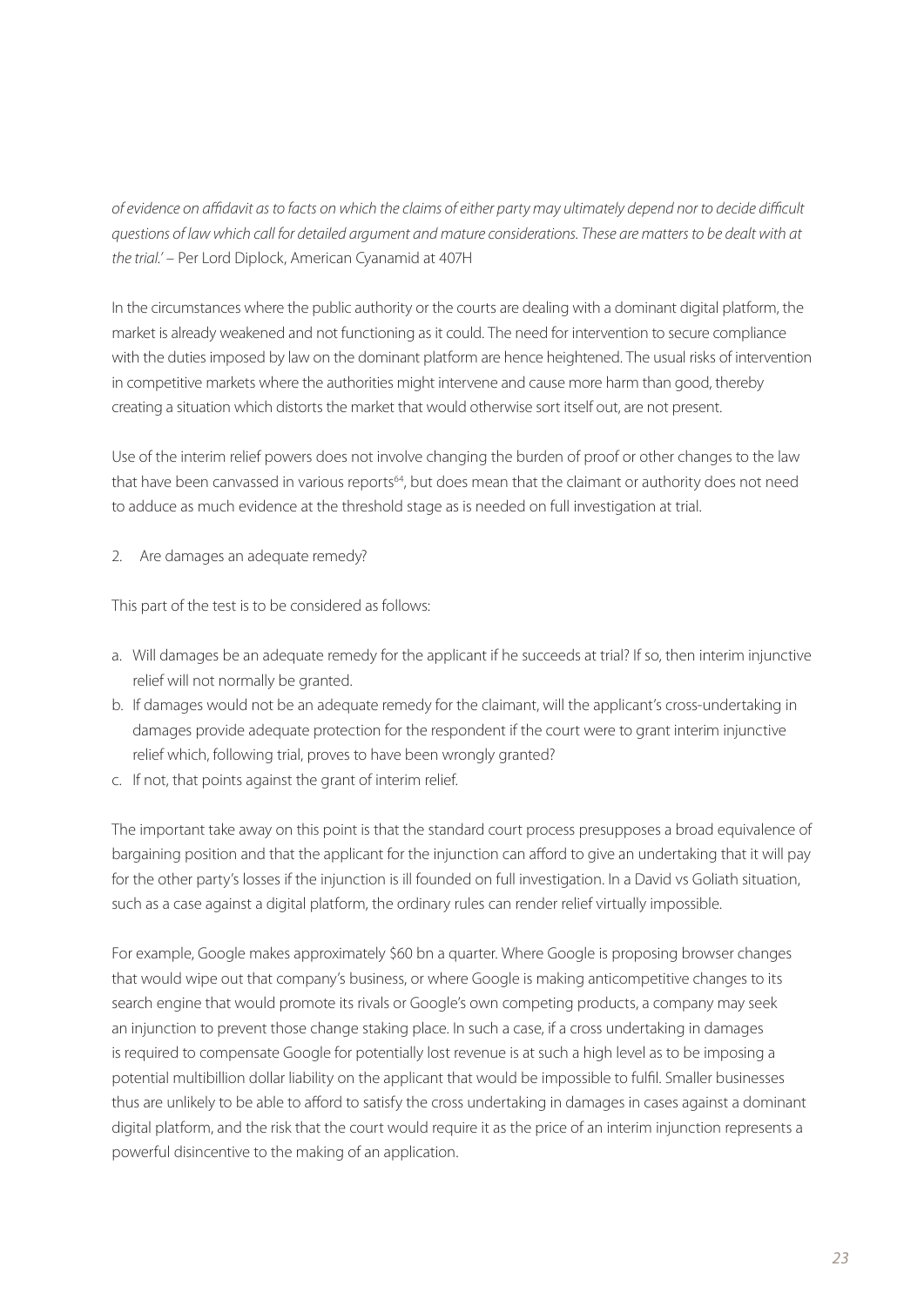*of evidence on affidavit as to facts on which the claims of either party may ultimately depend nor to decide difficult questions of law which call for detailed argument and mature considerations. These are matters to be dealt with at the trial.'* – Per Lord Diplock, American Cyanamid at 407H

In the circumstances where the public authority or the courts are dealing with a dominant digital platform, the market is already weakened and not functioning as it could. The need for intervention to secure compliance with the duties imposed by law on the dominant platform are hence heightened. The usual risks of intervention in competitive markets where the authorities might intervene and cause more harm than good, thereby creating a situation which distorts the market that would otherwise sort itself out, are not present.

Use of the interim relief powers does not involve changing the burden of proof or other changes to the law that have been canvassed in various reports[64], but does mean that the claimant or authority does not need to adduce as much evidence at the threshold stage as is needed on full investigation at trial.

2. Are damages an adequate remedy?

This part of the test is to be considered as follows:

a. Will damages be an adequate remedy for the applicant if he succeeds at trial? If so, then interim injunctive relief will not normally be granted.
b. If damages would not be an adequate remedy for the claimant, will the applicant's cross-undertaking in damages provide adequate protection for the respondent if the court were to grant interim injunctive relief which, following trial, proves to have been wrongly granted?
c. If not, that points against the grant of interim relief.

The important take away on this point is that the standard court process presupposes a broad equivalence of bargaining position and that the applicant for the injunction can afford to give an undertaking that it will pay for the other party's losses if the injunction is ill founded on full investigation. In a David vs Goliath situation, such as a case against a digital platform, the ordinary rules can render relief virtually impossible.

For example, Google makes approximately $60 bn a quarter. Where Google is proposing browser changes that would wipe out that company's business, or where Google is making anticompetitive changes to its search engine that would promote its rivals or Google's own competing products, a company may seek an injunction to prevent those change staking place. In such a case, if a cross undertaking in damages is required to compensate Google for potentially lost revenue is at such a high level as to be imposing a potential multibillion dollar liability on the applicant that would be impossible to fulfil. Smaller businesses thus are unlikely to be able to afford to satisfy the cross undertaking in damages in cases against a dominant digital platform, and the risk that the court would require it as the price of an interim injunction represents a powerful disincentive to the making of an application.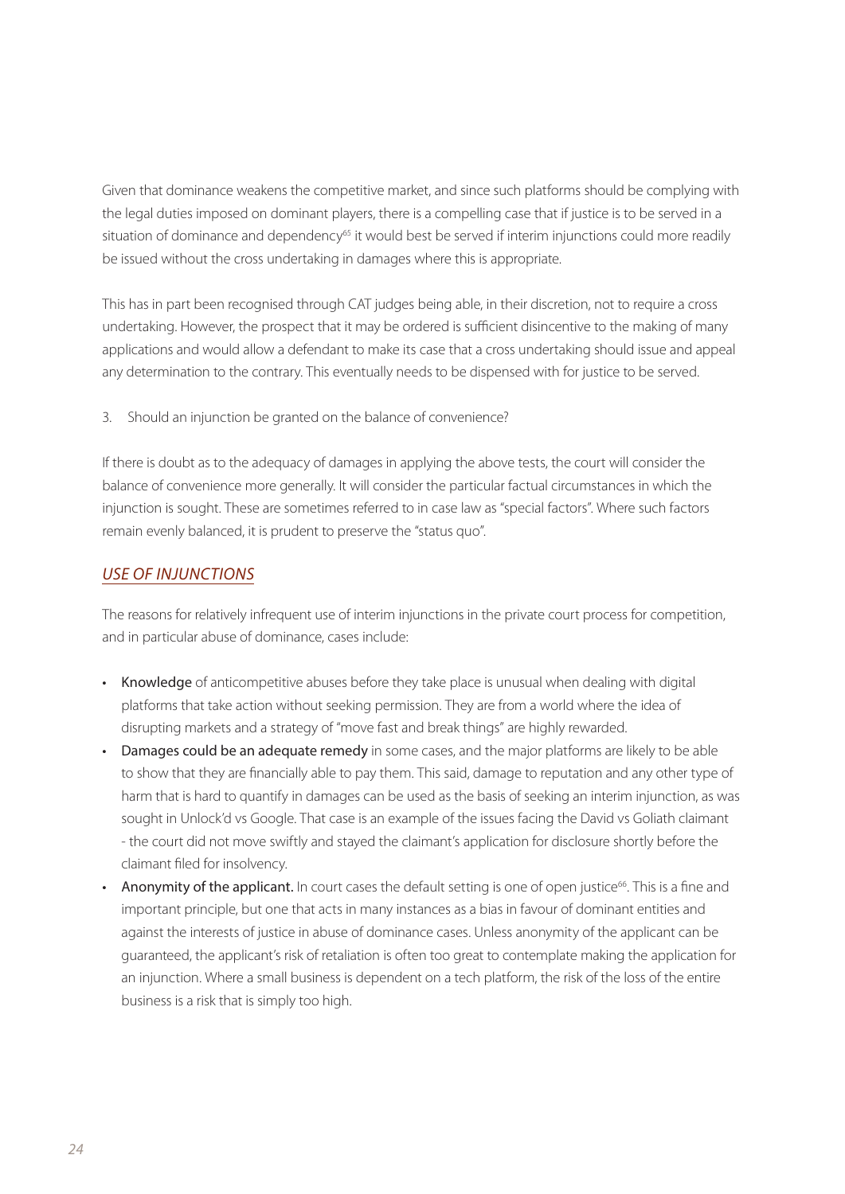Given that dominance weakens the competitive market, and since such platforms should be complying with the legal duties imposed on dominant players, there is a compelling case that if justice is to be served in a situation of dominance and dependency[65] it would best be served if interim injunctions could more readily be issued without the cross undertaking in damages where this is appropriate.

This has in part been recognised through CAT judges being able, in their discretion, not to require a cross undertaking. However, the prospect that it may be ordered is sufficient disincentive to the making of many applications and would allow a defendant to make its case that a cross undertaking should issue and appeal any determination to the contrary. This eventually needs to be dispensed with for justice to be served.

3. Should an injunction be granted on the balance of convenience?

If there is doubt as to the adequacy of damages in applying the above tests, the court will consider the balance of convenience more generally. It will consider the particular factual circumstances in which the injunction is sought. These are sometimes referred to in case law as "special factors". Where such factors remain evenly balanced, it is prudent to preserve the "status quo".

## *USE OF INJUNCTIONS*

The reasons for relatively infrequent use of interim injunctions in the private court process for competition, and in particular abuse of dominance, cases include:

- **Knowledge** of anticompetitive abuses before they take place is unusual when dealing with digital platforms that take action without seeking permission. They are from a world where the idea of disrupting markets and a strategy of "move fast and break things" are highly rewarded.
- **Damages could be an adequate remedy** in some cases, and the major platforms are likely to be able to show that they are financially able to pay them. This said, damage to reputation and any other type of harm that is hard to quantify in damages can be used as the basis of seeking an interim injunction, as was sought in Unlock'd vs Google. That case is an example of the issues facing the David vs Goliath claimant - the court did not move swiftly and stayed the claimant's application for disclosure shortly before the claimant filed for insolvency.
- **Anonymity of the applicant.** In court cases the default setting is one of open justice[66]. This is a fine and important principle, but one that acts in many instances as a bias in favour of dominant entities and against the interests of justice in abuse of dominance cases. Unless anonymity of the applicant can be guaranteed, the applicant's risk of retaliation is often too great to contemplate making the application for an injunction. Where a small business is dependent on a tech platform, the risk of the loss of the entire business is a risk that is simply too high.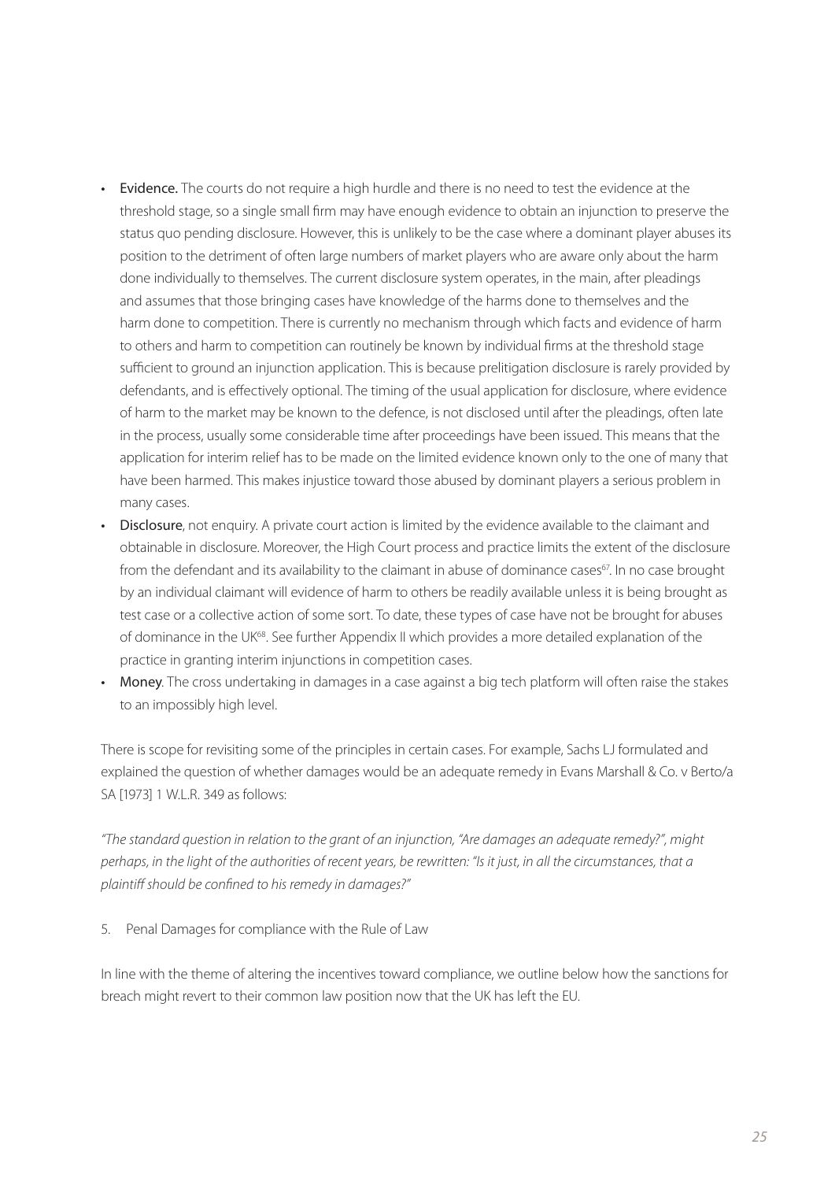- **Evidence.** The courts do not require a high hurdle and there is no need to test the evidence at the threshold stage, so a single small firm may have enough evidence to obtain an injunction to preserve the status quo pending disclosure. However, this is unlikely to be the case where a dominant player abuses its position to the detriment of often large numbers of market players who are aware only about the harm done individually to themselves. The current disclosure system operates, in the main, after pleadings and assumes that those bringing cases have knowledge of the harms done to themselves and the harm done to competition. There is currently no mechanism through which facts and evidence of harm to others and harm to competition can routinely be known by individual firms at the threshold stage sufficient to ground an injunction application. This is because prelitigation disclosure is rarely provided by defendants, and is effectively optional. The timing of the usual application for disclosure, where evidence of harm to the market may be known to the defence, is not disclosed until after the pleadings, often late in the process, usually some considerable time after proceedings have been issued. This means that the application for interim relief has to be made on the limited evidence known only to the one of many that have been harmed. This makes injustice toward those abused by dominant players a serious problem in many cases.
- **Disclosure**, not enquiry. A private court action is limited by the evidence available to the claimant and obtainable in disclosure. Moreover, the High Court process and practice limits the extent of the disclosure from the defendant and its availability to the claimant in abuse of dominance cases[67]. In no case brought by an individual claimant will evidence of harm to others be readily available unless it is being brought as test case or a collective action of some sort. To date, these types of case have not be brought for abuses of dominance in the UK[68]. See further Appendix II which provides a more detailed explanation of the practice in granting interim injunctions in competition cases.
- **Money**. The cross undertaking in damages in a case against a big tech platform will often raise the stakes to an impossibly high level.

There is scope for revisiting some of the principles in certain cases. For example, Sachs LJ formulated and explained the question of whether damages would be an adequate remedy in Evans Marshall & Co. v Berto/a SA [1973] 1 W.L.R. 349 as follows:

*"The standard question in relation to the grant of an injunction, "Are damages an adequate remedy?", might perhaps, in the light of the authorities of recent years, be rewritten: "Is it just, in all the circumstances, that a plaintiff should be confined to his remedy in damages?"*

5. Penal Damages for compliance with the Rule of Law

In line with the theme of altering the incentives toward compliance, we outline below how the sanctions for breach might revert to their common law position now that the UK has left the EU.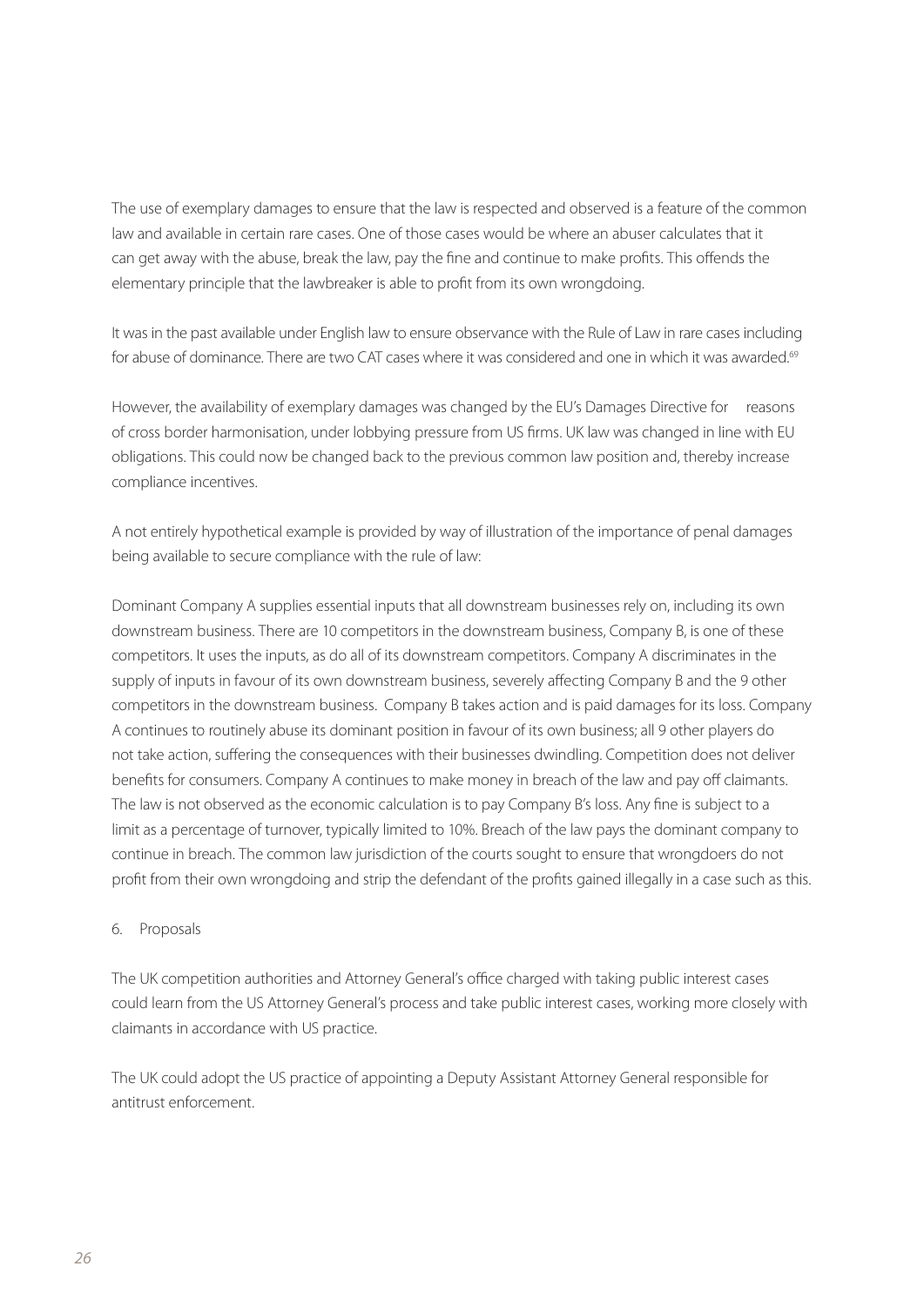The use of exemplary damages to ensure that the law is respected and observed is a feature of the common law and available in certain rare cases. One of those cases would be where an abuser calculates that it can get away with the abuse, break the law, pay the fine and continue to make profits. This offends the elementary principle that the lawbreaker is able to profit from its own wrongdoing.

It was in the past available under English law to ensure observance with the Rule of Law in rare cases including for abuse of dominance. There are two CAT cases where it was considered and one in which it was awarded.[69]

However, the availability of exemplary damages was changed by the EU's Damages Directive for reasons of cross border harmonisation, under lobbying pressure from US firms. UK law was changed in line with EU obligations. This could now be changed back to the previous common law position and, thereby increase compliance incentives.

A not entirely hypothetical example is provided by way of illustration of the importance of penal damages being available to secure compliance with the rule of law:

Dominant Company A supplies essential inputs that all downstream businesses rely on, including its own downstream business. There are 10 competitors in the downstream business, Company B, is one of these competitors. It uses the inputs, as do all of its downstream competitors. Company A discriminates in the supply of inputs in favour of its own downstream business, severely affecting Company B and the 9 other competitors in the downstream business. Company B takes action and is paid damages for its loss. Company A continues to routinely abuse its dominant position in favour of its own business; all 9 other players do not take action, suffering the consequences with their businesses dwindling. Competition does not deliver benefits for consumers. Company A continues to make money in breach of the law and pay off claimants. The law is not observed as the economic calculation is to pay Company B's loss. Any fine is subject to a limit as a percentage of turnover, typically limited to 10%. Breach of the law pays the dominant company to continue in breach. The common law jurisdiction of the courts sought to ensure that wrongdoers do not profit from their own wrongdoing and strip the defendant of the profits gained illegally in a case such as this.

## 6. Proposals

The UK competition authorities and Attorney General's office charged with taking public interest cases could learn from the US Attorney General's process and take public interest cases, working more closely with claimants in accordance with US practice.

The UK could adopt the US practice of appointing a Deputy Assistant Attorney General responsible for antitrust enforcement.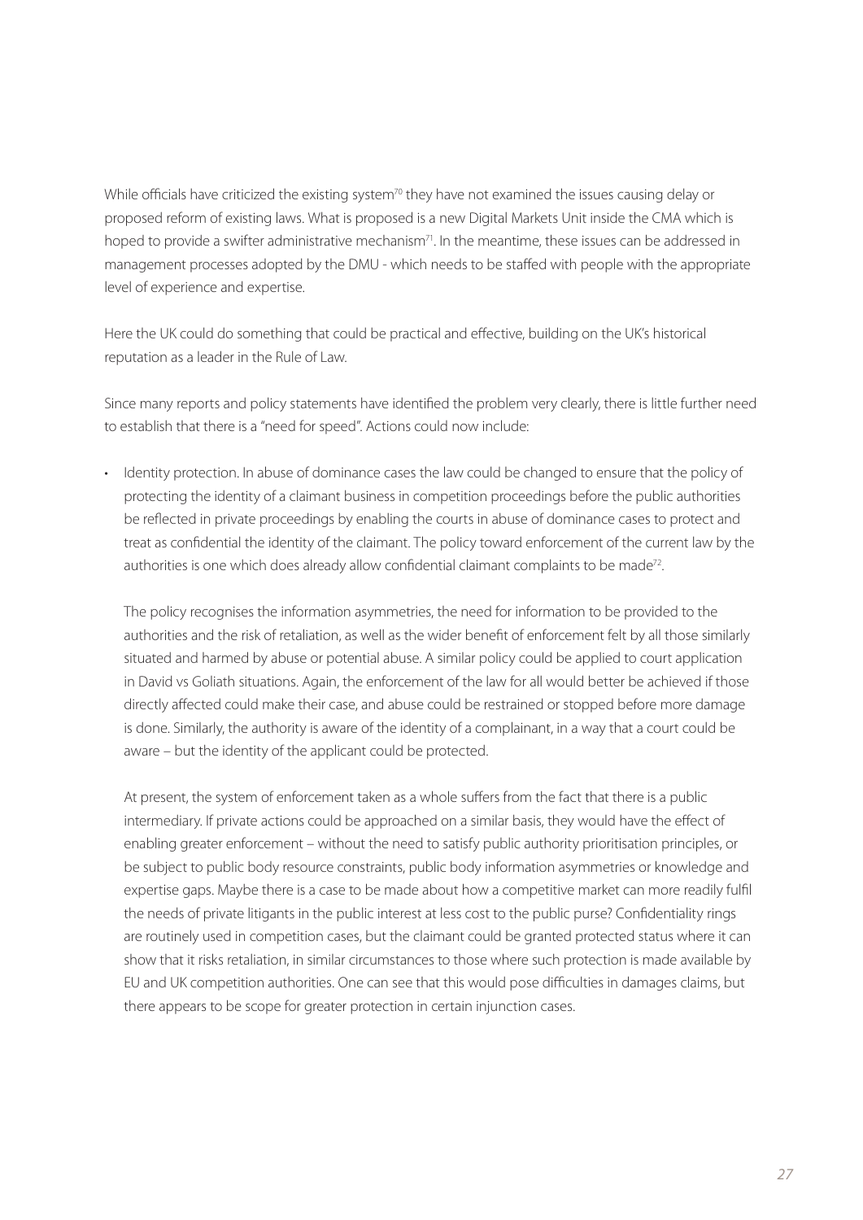While officials have criticized the existing system[70] they have not examined the issues causing delay or proposed reform of existing laws. What is proposed is a new Digital Markets Unit inside the CMA which is hoped to provide a swifter administrative mechanism[71]. In the meantime, these issues can be addressed in management processes adopted by the DMU - which needs to be staffed with people with the appropriate level of experience and expertise.

Here the UK could do something that could be practical and effective, building on the UK's historical reputation as a leader in the Rule of Law.

Since many reports and policy statements have identified the problem very clearly, there is little further need to establish that there is a "need for speed". Actions could now include:

- Identity protection. In abuse of dominance cases the law could be changed to ensure that the policy of protecting the identity of a claimant business in competition proceedings before the public authorities be reflected in private proceedings by enabling the courts in abuse of dominance cases to protect and treat as confidential the identity of the claimant. The policy toward enforcement of the current law by the authorities is one which does already allow confidential claimant complaints to be made[72].

  The policy recognises the information asymmetries, the need for information to be provided to the authorities and the risk of retaliation, as well as the wider benefit of enforcement felt by all those similarly situated and harmed by abuse or potential abuse. A similar policy could be applied to court application in David vs Goliath situations. Again, the enforcement of the law for all would better be achieved if those directly affected could make their case, and abuse could be restrained or stopped before more damage is done. Similarly, the authority is aware of the identity of a complainant, in a way that a court could be aware – but the identity of the applicant could be protected.

  At present, the system of enforcement taken as a whole suffers from the fact that there is a public intermediary. If private actions could be approached on a similar basis, they would have the effect of enabling greater enforcement – without the need to satisfy public authority prioritisation principles, or be subject to public body resource constraints, public body information asymmetries or knowledge and expertise gaps. Maybe there is a case to be made about how a competitive market can more readily fulfil the needs of private litigants in the public interest at less cost to the public purse? Confidentiality rings are routinely used in competition cases, but the claimant could be granted protected status where it can show that it risks retaliation, in similar circumstances to those where such protection is made available by EU and UK competition authorities. One can see that this would pose difficulties in damages claims, but there appears to be scope for greater protection in certain injunction cases.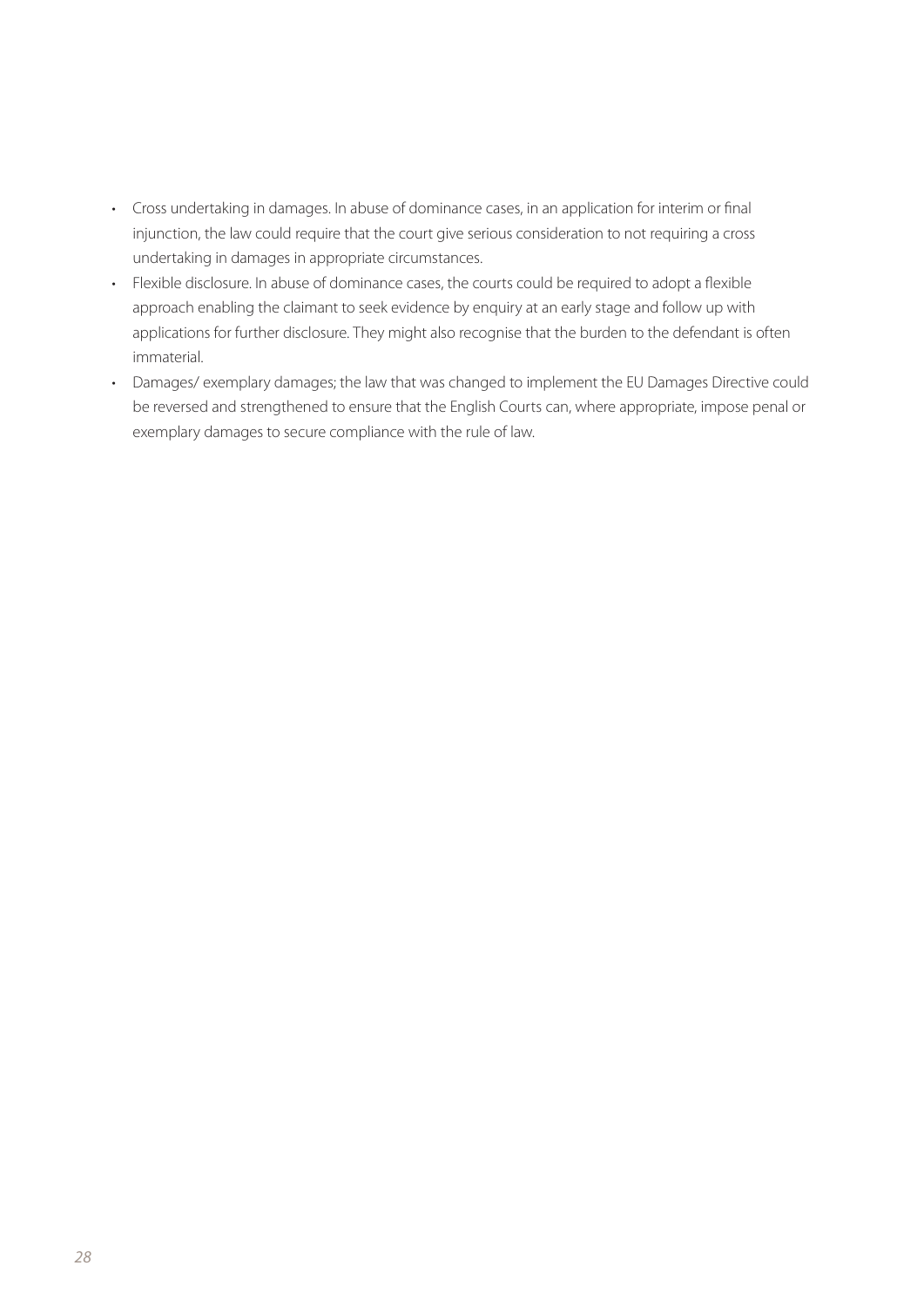- Cross undertaking in damages. In abuse of dominance cases, in an application for interim or final injunction, the law could require that the court give serious consideration to not requiring a cross undertaking in damages in appropriate circumstances.
- Flexible disclosure. In abuse of dominance cases, the courts could be required to adopt a flexible approach enabling the claimant to seek evidence by enquiry at an early stage and follow up with applications for further disclosure. They might also recognise that the burden to the defendant is often immaterial.
- Damages/ exemplary damages; the law that was changed to implement the EU Damages Directive could be reversed and strengthened to ensure that the English Courts can, where appropriate, impose penal or exemplary damages to secure compliance with the rule of law.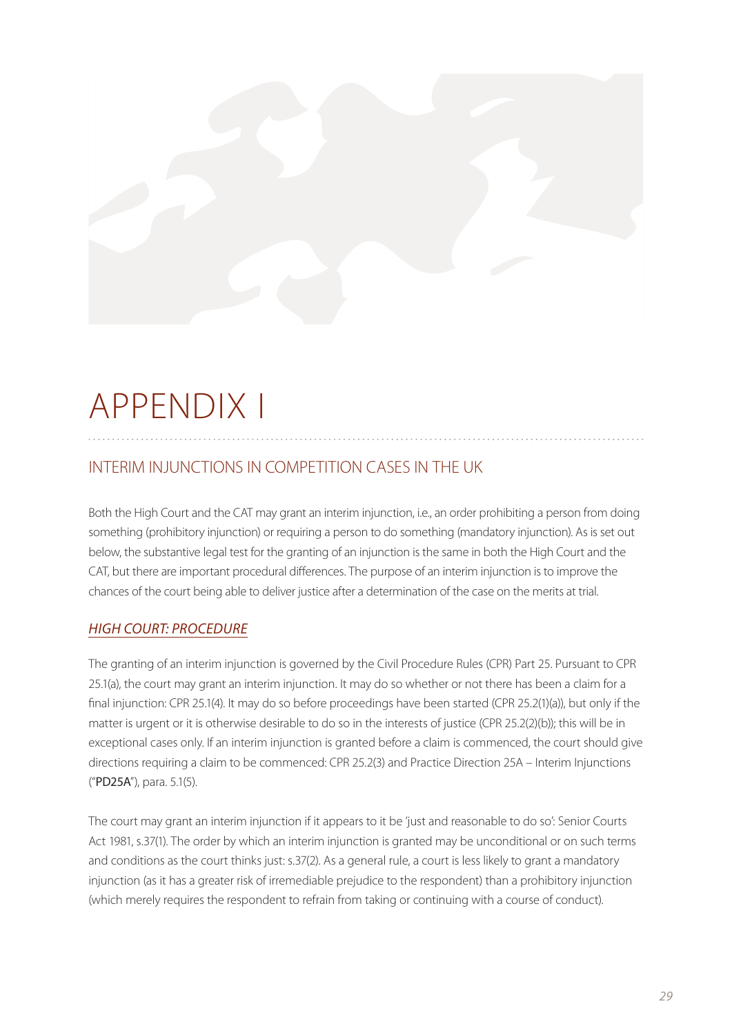# APPENDIX I

## INTERIM INJUNCTIONS IN COMPETITION CASES IN THE UK

Both the High Court and the CAT may grant an interim injunction, i.e., an order prohibiting a person from doing something (prohibitory injunction) or requiring a person to do something (mandatory injunction). As is set out below, the substantive legal test for the granting of an injunction is the same in both the High Court and the CAT, but there are important procedural differences. The purpose of an interim injunction is to improve the chances of the court being able to deliver justice after a determination of the case on the merits at trial.

### *HIGH COURT: PROCEDURE*

The granting of an interim injunction is governed by the Civil Procedure Rules (CPR) Part 25. Pursuant to CPR 25.1(a), the court may grant an interim injunction. It may do so whether or not there has been a claim for a final injunction: CPR 25.1(4). It may do so before proceedings have been started (CPR 25.2(1)(a)), but only if the matter is urgent or it is otherwise desirable to do so in the interests of justice (CPR 25.2(2)(b)); this will be in exceptional cases only. If an interim injunction is granted before a claim is commenced, the court should give directions requiring a claim to be commenced: CPR 25.2(3) and Practice Direction 25A – Interim Injunctions ("**PD25A**"), para. 5.1(5).

The court may grant an interim injunction if it appears to it be 'just and reasonable to do so': Senior Courts Act 1981, s.37(1). The order by which an interim injunction is granted may be unconditional or on such terms and conditions as the court thinks just: s.37(2). As a general rule, a court is less likely to grant a mandatory injunction (as it has a greater risk of irremediable prejudice to the respondent) than a prohibitory injunction (which merely requires the respondent to refrain from taking or continuing with a course of conduct).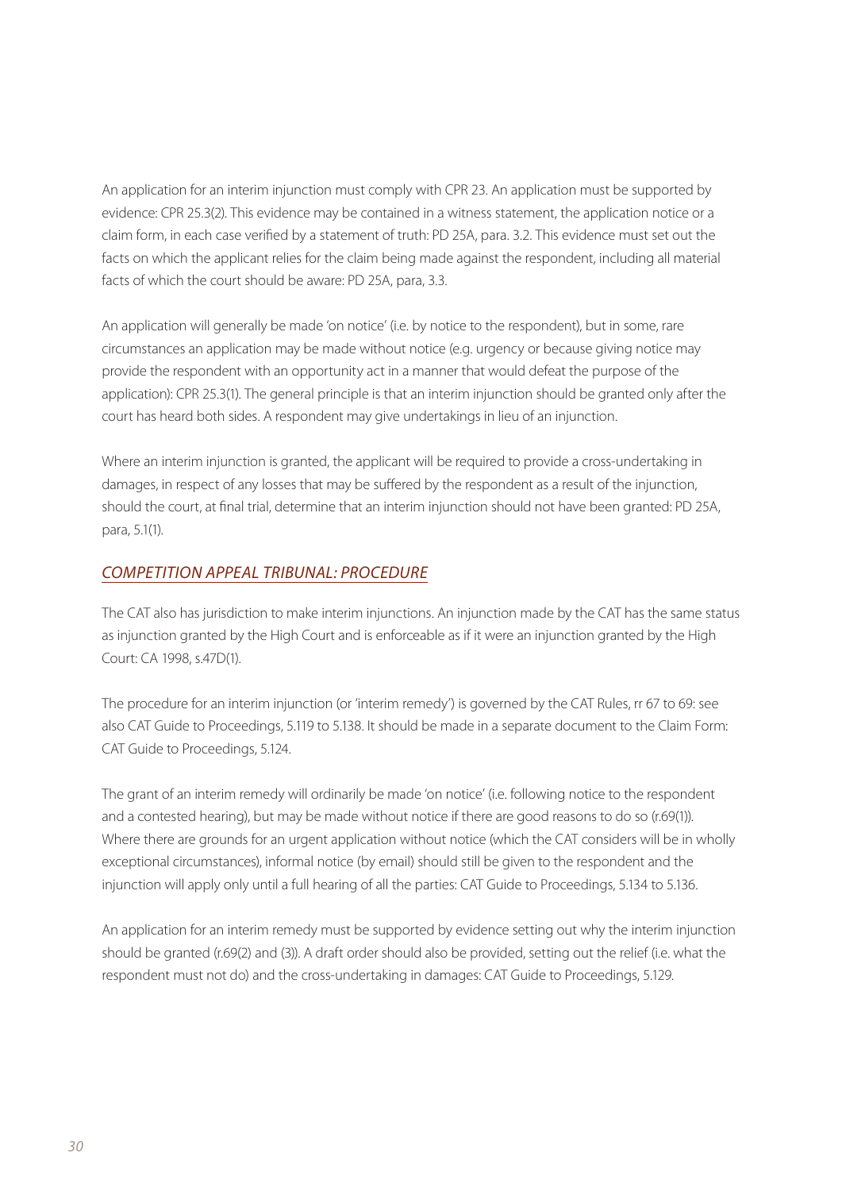An application for an interim injunction must comply with CPR 23. An application must be supported by evidence: CPR 25.3(2). This evidence may be contained in a witness statement, the application notice or a claim form, in each case verified by a statement of truth: PD 25A, para. 3.2. This evidence must set out the facts on which the applicant relies for the claim being made against the respondent, including all material facts of which the court should be aware: PD 25A, para, 3.3.

An application will generally be made 'on notice' (i.e. by notice to the respondent), but in some, rare circumstances an application may be made without notice (e.g. urgency or because giving notice may provide the respondent with an opportunity act in a manner that would defeat the purpose of the application): CPR 25.3(1). The general principle is that an interim injunction should be granted only after the court has heard both sides. A respondent may give undertakings in lieu of an injunction.

Where an interim injunction is granted, the applicant will be required to provide a cross-undertaking in damages, in respect of any losses that may be suffered by the respondent as a result of the injunction, should the court, at final trial, determine that an interim injunction should not have been granted: PD 25A, para, 5.1(1).

## *COMPETITION APPEAL TRIBUNAL: PROCEDURE*

The CAT also has jurisdiction to make interim injunctions. An injunction made by the CAT has the same status as injunction granted by the High Court and is enforceable as if it were an injunction granted by the High Court: CA 1998, s.47D(1).

The procedure for an interim injunction (or 'interim remedy') is governed by the CAT Rules, rr 67 to 69: see also CAT Guide to Proceedings, 5.119 to 5.138. It should be made in a separate document to the Claim Form: CAT Guide to Proceedings, 5.124.

The grant of an interim remedy will ordinarily be made 'on notice' (i.e. following notice to the respondent and a contested hearing), but may be made without notice if there are good reasons to do so (r.69(1)). Where there are grounds for an urgent application without notice (which the CAT considers will be in wholly exceptional circumstances), informal notice (by email) should still be given to the respondent and the injunction will apply only until a full hearing of all the parties: CAT Guide to Proceedings, 5.134 to 5.136.

An application for an interim remedy must be supported by evidence setting out why the interim injunction should be granted (r.69(2) and (3)). A draft order should also be provided, setting out the relief (i.e. what the respondent must not do) and the cross-undertaking in damages: CAT Guide to Proceedings, 5.129.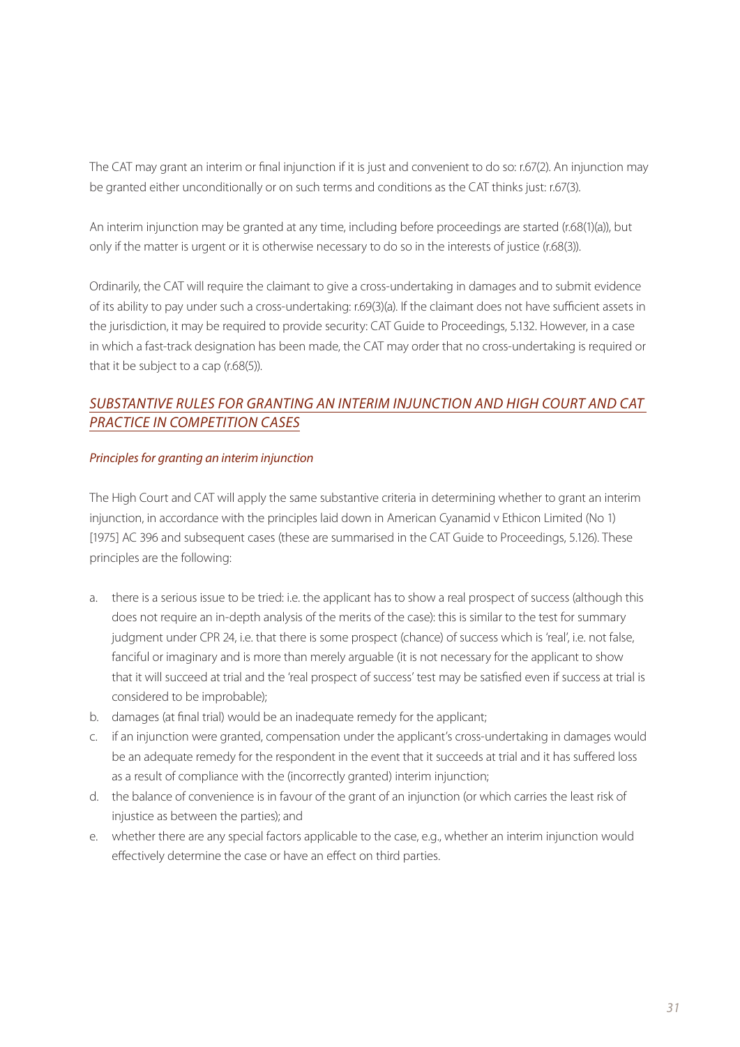The CAT may grant an interim or final injunction if it is just and convenient to do so: r.67(2). An injunction may be granted either unconditionally or on such terms and conditions as the CAT thinks just: r.67(3).

An interim injunction may be granted at any time, including before proceedings are started (r.68(1)(a)), but only if the matter is urgent or it is otherwise necessary to do so in the interests of justice (r.68(3)).

Ordinarily, the CAT will require the claimant to give a cross-undertaking in damages and to submit evidence of its ability to pay under such a cross-undertaking: r.69(3)(a). If the claimant does not have sufficient assets in the jurisdiction, it may be required to provide security: CAT Guide to Proceedings, 5.132. However, in a case in which a fast-track designation has been made, the CAT may order that no cross-undertaking is required or that it be subject to a cap (r.68(5)).

## *SUBSTANTIVE RULES FOR GRANTING AN INTERIM INJUNCTION AND HIGH COURT AND CAT PRACTICE IN COMPETITION CASES*

### *Principles for granting an interim injunction*

The High Court and CAT will apply the same substantive criteria in determining whether to grant an interim injunction, in accordance with the principles laid down in American Cyanamid v Ethicon Limited (No 1) [1975] AC 396 and subsequent cases (these are summarised in the CAT Guide to Proceedings, 5.126). These principles are the following:

a. there is a serious issue to be tried: i.e. the applicant has to show a real prospect of success (although this does not require an in-depth analysis of the merits of the case): this is similar to the test for summary judgment under CPR 24, i.e. that there is some prospect (chance) of success which is 'real', i.e. not false, fanciful or imaginary and is more than merely arguable (it is not necessary for the applicant to show that it will succeed at trial and the 'real prospect of success' test may be satisfied even if success at trial is considered to be improbable);
b. damages (at final trial) would be an inadequate remedy for the applicant;
c. if an injunction were granted, compensation under the applicant's cross-undertaking in damages would be an adequate remedy for the respondent in the event that it succeeds at trial and it has suffered loss as a result of compliance with the (incorrectly granted) interim injunction;
d. the balance of convenience is in favour of the grant of an injunction (or which carries the least risk of injustice as between the parties); and
e. whether there are any special factors applicable to the case, e.g., whether an interim injunction would effectively determine the case or have an effect on third parties.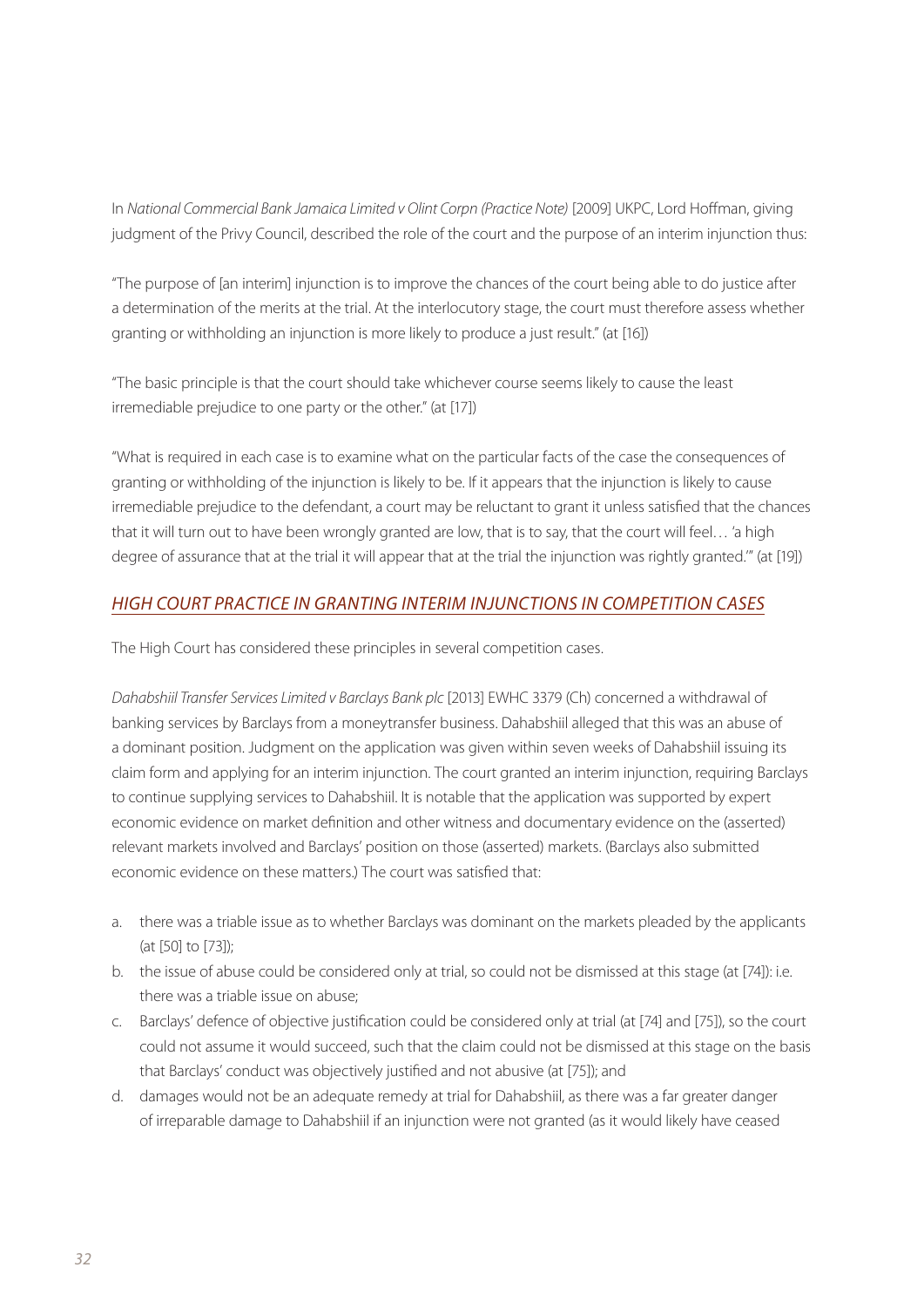In *National Commercial Bank Jamaica Limited v Olint Corpn (Practice Note)* [2009] UKPC, Lord Hoffman, giving judgment of the Privy Council, described the role of the court and the purpose of an interim injunction thus:

"The purpose of [an interim] injunction is to improve the chances of the court being able to do justice after a determination of the merits at the trial. At the interlocutory stage, the court must therefore assess whether granting or withholding an injunction is more likely to produce a just result." (at [16])

"The basic principle is that the court should take whichever course seems likely to cause the least irremediable prejudice to one party or the other." (at [17])

"What is required in each case is to examine what on the particular facts of the case the consequences of granting or withholding of the injunction is likely to be. If it appears that the injunction is likely to cause irremediable prejudice to the defendant, a court may be reluctant to grant it unless satisfied that the chances that it will turn out to have been wrongly granted are low, that is to say, that the court will feel… 'a high degree of assurance that at the trial it will appear that at the trial the injunction was rightly granted.'" (at [19])

## *HIGH COURT PRACTICE IN GRANTING INTERIM INJUNCTIONS IN COMPETITION CASES*

The High Court has considered these principles in several competition cases.

*Dahabshiil Transfer Services Limited v Barclays Bank plc* [2013] EWHC 3379 (Ch) concerned a withdrawal of banking services by Barclays from a moneytransfer business. Dahabshiil alleged that this was an abuse of a dominant position. Judgment on the application was given within seven weeks of Dahabshiil issuing its claim form and applying for an interim injunction. The court granted an interim injunction, requiring Barclays to continue supplying services to Dahabshiil. It is notable that the application was supported by expert economic evidence on market definition and other witness and documentary evidence on the (asserted) relevant markets involved and Barclays' position on those (asserted) markets. (Barclays also submitted economic evidence on these matters.) The court was satisfied that:

a. there was a triable issue as to whether Barclays was dominant on the markets pleaded by the applicants (at [50] to [73]);
b. the issue of abuse could be considered only at trial, so could not be dismissed at this stage (at [74]): i.e. there was a triable issue on abuse;
c. Barclays' defence of objective justification could be considered only at trial (at [74] and [75]), so the court could not assume it would succeed, such that the claim could not be dismissed at this stage on the basis that Barclays' conduct was objectively justified and not abusive (at [75]); and
d. damages would not be an adequate remedy at trial for Dahabshiil, as there was a far greater danger of irreparable damage to Dahabshiil if an injunction were not granted (as it would likely have ceased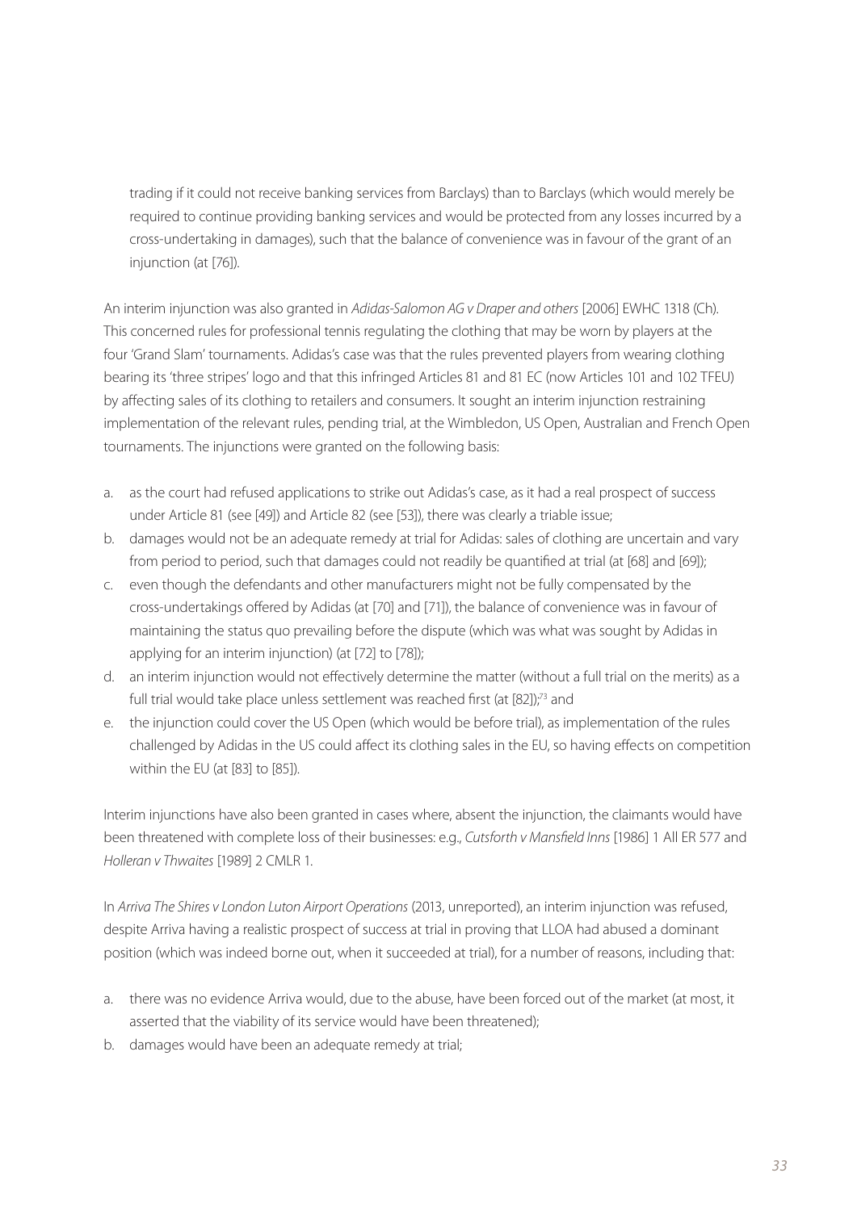trading if it could not receive banking services from Barclays) than to Barclays (which would merely be required to continue providing banking services and would be protected from any losses incurred by a cross-undertaking in damages), such that the balance of convenience was in favour of the grant of an injunction (at [76]).

An interim injunction was also granted in *Adidas-Salomon AG v Draper and others* [2006] EWHC 1318 (Ch). This concerned rules for professional tennis regulating the clothing that may be worn by players at the four 'Grand Slam' tournaments. Adidas's case was that the rules prevented players from wearing clothing bearing its 'three stripes' logo and that this infringed Articles 81 and 81 EC (now Articles 101 and 102 TFEU) by affecting sales of its clothing to retailers and consumers. It sought an interim injunction restraining implementation of the relevant rules, pending trial, at the Wimbledon, US Open, Australian and French Open tournaments. The injunctions were granted on the following basis:

a. as the court had refused applications to strike out Adidas's case, as it had a real prospect of success under Article 81 (see [49]) and Article 82 (see [53]), there was clearly a triable issue;
b. damages would not be an adequate remedy at trial for Adidas: sales of clothing are uncertain and vary from period to period, such that damages could not readily be quantified at trial (at [68] and [69]);
c. even though the defendants and other manufacturers might not be fully compensated by the cross-undertakings offered by Adidas (at [70] and [71]), the balance of convenience was in favour of maintaining the status quo prevailing before the dispute (which was what was sought by Adidas in applying for an interim injunction) (at [72] to [78]);
d. an interim injunction would not effectively determine the matter (without a full trial on the merits) as a full trial would take place unless settlement was reached first (at [82]);[73] and
e. the injunction could cover the US Open (which would be before trial), as implementation of the rules challenged by Adidas in the US could affect its clothing sales in the EU, so having effects on competition within the EU (at [83] to [85]).

Interim injunctions have also been granted in cases where, absent the injunction, the claimants would have been threatened with complete loss of their businesses: e.g., *Cutsforth v Mansfield Inns* [1986] 1 All ER 577 and *Holleran v Thwaites* [1989] 2 CMLR 1.

In *Arriva The Shires v London Luton Airport Operations* (2013, unreported), an interim injunction was refused, despite Arriva having a realistic prospect of success at trial in proving that LLOA had abused a dominant position (which was indeed borne out, when it succeeded at trial), for a number of reasons, including that:

a. there was no evidence Arriva would, due to the abuse, have been forced out of the market (at most, it asserted that the viability of its service would have been threatened);
b. damages would have been an adequate remedy at trial;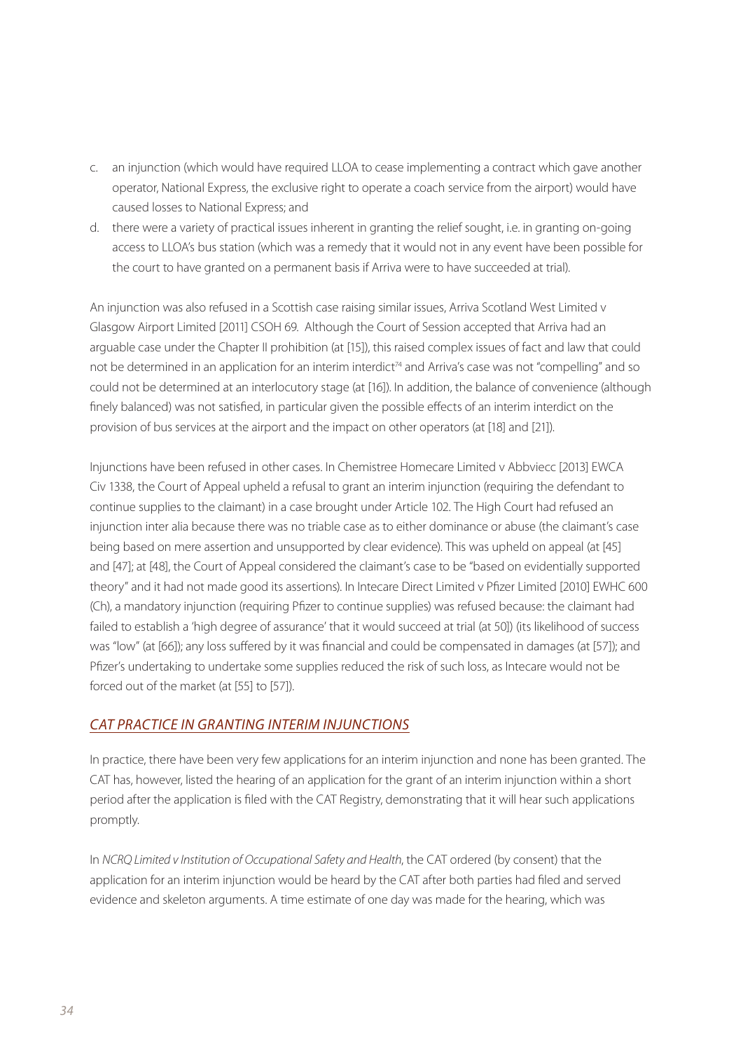c. an injunction (which would have required LLOA to cease implementing a contract which gave another operator, National Express, the exclusive right to operate a coach service from the airport) would have caused losses to National Express; and
d. there were a variety of practical issues inherent in granting the relief sought, i.e. in granting on-going access to LLOA's bus station (which was a remedy that it would not in any event have been possible for the court to have granted on a permanent basis if Arriva were to have succeeded at trial).

An injunction was also refused in a Scottish case raising similar issues, Arriva Scotland West Limited v Glasgow Airport Limited [2011] CSOH 69. Although the Court of Session accepted that Arriva had an arguable case under the Chapter II prohibition (at [15]), this raised complex issues of fact and law that could not be determined in an application for an interim interdict[74] and Arriva's case was not "compelling" and so could not be determined at an interlocutory stage (at [16]). In addition, the balance of convenience (although finely balanced) was not satisfied, in particular given the possible effects of an interim interdict on the provision of bus services at the airport and the impact on other operators (at [18] and [21]).

Injunctions have been refused in other cases. In Chemistree Homecare Limited v Abbviecc [2013] EWCA Civ 1338, the Court of Appeal upheld a refusal to grant an interim injunction (requiring the defendant to continue supplies to the claimant) in a case brought under Article 102. The High Court had refused an injunction inter alia because there was no triable case as to either dominance or abuse (the claimant's case being based on mere assertion and unsupported by clear evidence). This was upheld on appeal (at [45] and [47]; at [48], the Court of Appeal considered the claimant's case to be "based on evidentially supported theory" and it had not made good its assertions). In Intecare Direct Limited v Pfizer Limited [2010] EWHC 600 (Ch), a mandatory injunction (requiring Pfizer to continue supplies) was refused because: the claimant had failed to establish a 'high degree of assurance' that it would succeed at trial (at 50]) (its likelihood of success was "low" (at [66]); any loss suffered by it was financial and could be compensated in damages (at [57]); and Pfizer's undertaking to undertake some supplies reduced the risk of such loss, as Intecare would not be forced out of the market (at [55] to [57]).

## *CAT PRACTICE IN GRANTING INTERIM INJUNCTIONS*

In practice, there have been very few applications for an interim injunction and none has been granted. The CAT has, however, listed the hearing of an application for the grant of an interim injunction within a short period after the application is filed with the CAT Registry, demonstrating that it will hear such applications promptly.

In *NCRQ Limited v Institution of Occupational Safety and Health*, the CAT ordered (by consent) that the application for an interim injunction would be heard by the CAT after both parties had filed and served evidence and skeleton arguments. A time estimate of one day was made for the hearing, which was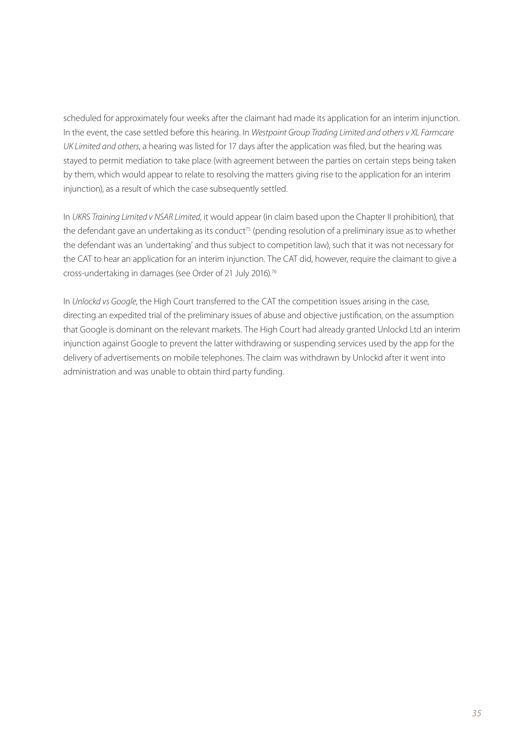scheduled for approximately four weeks after the claimant had made its application for an interim injunction. In the event, the case settled before this hearing. In *Westpoint Group Trading Limited and others v XL Farmcare UK Limited and others*, a hearing was listed for 17 days after the application was filed, but the hearing was stayed to permit mediation to take place (with agreement between the parties on certain steps being taken by them, which would appear to relate to resolving the matters giving rise to the application for an interim injunction), as a result of which the case subsequently settled.

In *UKRS Training Limited v NSAR Limited*, it would appear (in claim based upon the Chapter II prohibition), that the defendant gave an undertaking as its conduct[75] (pending resolution of a preliminary issue as to whether the defendant was an 'undertaking' and thus subject to competition law), such that it was not necessary for the CAT to hear an application for an interim injunction. The CAT did, however, require the claimant to give a cross-undertaking in damages (see Order of 21 July 2016).[76]

In *Unlockd vs Google*, the High Court transferred to the CAT the competition issues arising in the case, directing an expedited trial of the preliminary issues of abuse and objective justification, on the assumption that Google is dominant on the relevant markets. The High Court had already granted Unlockd Ltd an interim injunction against Google to prevent the latter withdrawing or suspending services used by the app for the delivery of advertisements on mobile telephones. The claim was withdrawn by Unlockd after it went into administration and was unable to obtain third party funding.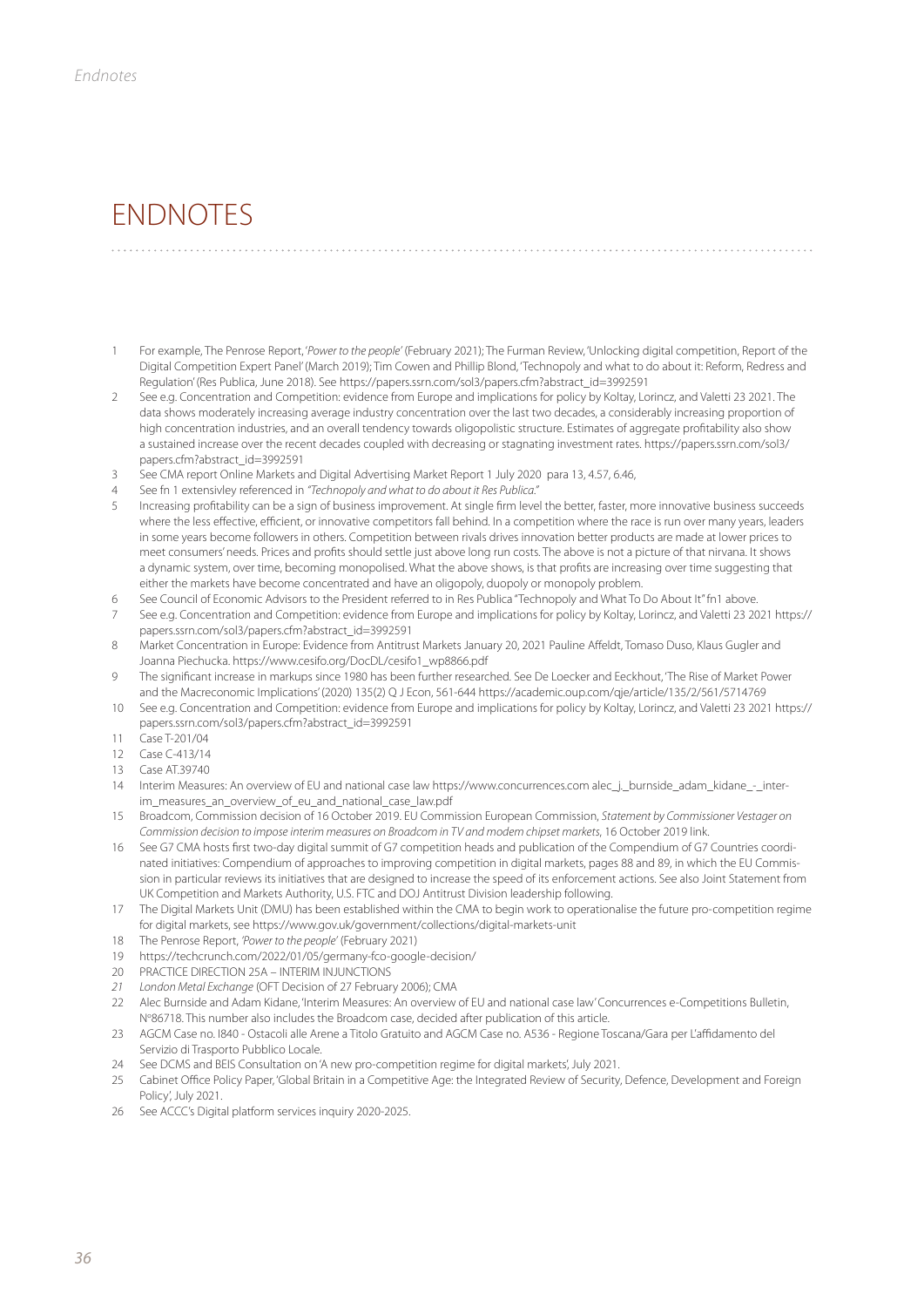# ENDNOTES

1. For example, The Penrose Report, *'Power to the people'* (February 2021); The Furman Review, 'Unlocking digital competition, Report of the Digital Competition Expert Panel' (March 2019); Tim Cowen and Phillip Blond, 'Technopoly and what to do about it: Reform, Redress and Regulation' (Res Publica, June 2018). See https://papers.ssrn.com/sol3/papers.cfm?abstract_id=3992591
2. See e.g. Concentration and Competition: evidence from Europe and implications for policy by Koltay, Lorincz, and Valetti 23 2021. The data shows moderately increasing average industry concentration over the last two decades, a considerably increasing proportion of high concentration industries, and an overall tendency towards oligopolistic structure. Estimates of aggregate profitability also show a sustained increase over the recent decades coupled with decreasing or stagnating investment rates. https://papers.ssrn.com/sol3/papers.cfm?abstract_id=3992591
3. See CMA report Online Markets and Digital Advertising Market Report 1 July 2020 para 13, 4.57, 6.46,
4. See fn 1 extensivley referenced in *"Technopoly and what to do about it Res Publica."*
5. Increasing profitability can be a sign of business improvement. At single firm level the better, faster, more innovative business succeeds where the less effective, efficient, or innovative competitors fall behind. In a competition where the race is run over many years, leaders in some years become followers in others. Competition between rivals drives innovation better products are made at lower prices to meet consumers' needs. Prices and profits should settle just above long run costs. The above is not a picture of that nirvana. It shows a dynamic system, over time, becoming monopolised. What the above shows, is that profits are increasing over time suggesting that either the markets have become concentrated and have an oligopoly, duopoly or monopoly problem.
6. See Council of Economic Advisors to the President referred to in Res Publica "Technopoly and What To Do About It" fn1 above.
7. See e.g. Concentration and Competition: evidence from Europe and implications for policy by Koltay, Lorincz, and Valetti 23 2021 https://papers.ssrn.com/sol3/papers.cfm?abstract_id=3992591
8. Market Concentration in Europe: Evidence from Antitrust Markets January 20, 2021 Pauline Affeldt, Tomaso Duso, Klaus Gugler and Joanna Piechucka. https://www.cesifo.org/DocDL/cesifo1_wp8866.pdf
9. The significant increase in markups since 1980 has been further researched. See De Loecker and Eeckhout, 'The Rise of Market Power and the Macreconomic Implications' (2020) 135(2) Q J Econ, 561-644 https://academic.oup.com/qje/article/135/2/561/5714769
10. See e.g. Concentration and Competition: evidence from Europe and implications for policy by Koltay, Lorincz, and Valetti 23 2021 https://papers.ssrn.com/sol3/papers.cfm?abstract_id=3992591
11. Case T-201/04
12. Case C-413/14
13. Case AT.39740
14. Interim Measures: An overview of EU and national case law https://www.concurrences.com alec_j._burnside_adam_kidane_-_interim_measures_an_overview_of_eu_and_national_case_law.pdf
15. Broadcom, Commission decision of 16 October 2019. EU Commission European Commission, *Statement by Commissioner Vestager on Commission decision to impose interim measures on Broadcom in TV and modem chipset markets*, 16 October 2019 link.
16. See G7 CMA hosts first two-day digital summit of G7 competition heads and publication of the Compendium of G7 Countries coordinated initiatives: Compendium of approaches to improving competition in digital markets, pages 88 and 89, in which the EU Commission in particular reviews its initiatives that are designed to increase the speed of its enforcement actions. See also Joint Statement from UK Competition and Markets Authority, U.S. FTC and DOJ Antitrust Division leadership following.
17. The Digital Markets Unit (DMU) has been established within the CMA to begin work to operationalise the future pro-competition regime for digital markets, see https://www.gov.uk/government/collections/digital-markets-unit
18. The Penrose Report, *'Power to the people'* (February 2021)
19. https://techcrunch.com/2022/01/05/germany-fco-google-decision/
20. PRACTICE DIRECTION 25A – INTERIM INJUNCTIONS
21. *London Metal Exchange* (OFT Decision of 27 February 2006); CMA
22. Alec Burnside and Adam Kidane, 'Interim Measures: An overview of EU and national case law' Concurrences e-Competitions Bulletin, N°86718. This number also includes the Broadcom case, decided after publication of this article.
23. AGCM Case no. I840 - Ostacoli alle Arene a Titolo Gratuito and AGCM Case no. A536 - Regione Toscana/Gara per L'affidamento del Servizio di Trasporto Pubblico Locale.
24. See DCMS and BEIS Consultation on 'A new pro-competition regime for digital markets', July 2021.
25. Cabinet Office Policy Paper, 'Global Britain in a Competitive Age: the Integrated Review of Security, Defence, Development and Foreign Policy', July 2021.
26. See ACCC's Digital platform services inquiry 2020-2025.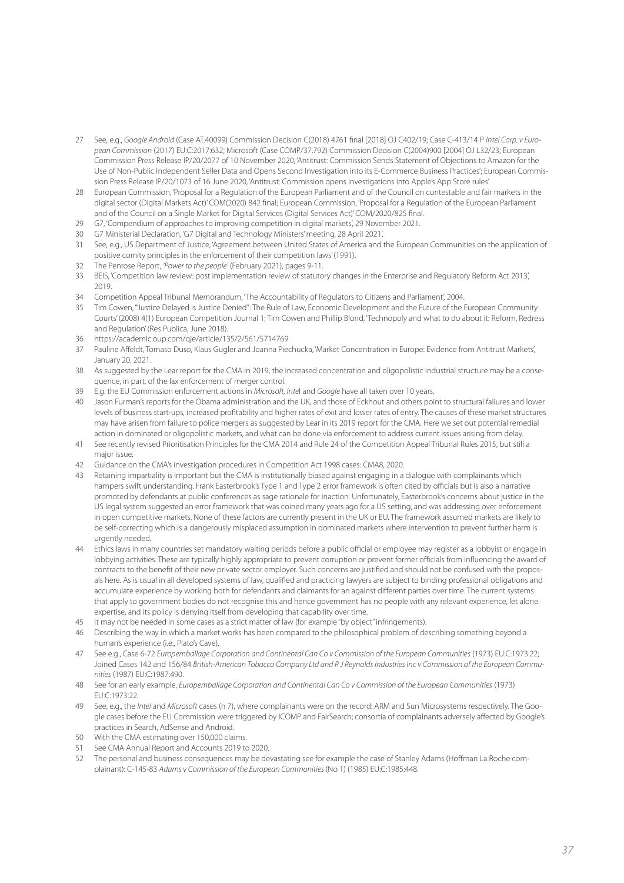27 See, e.g., *Google Android* (Case AT.40099) Commission Decision C(2018) 4761 final [2018] OJ C402/19; Case C-413/14 P *Intel Corp. v European Commission* (2017) EU:C:2017:632; Microsoft (Case COMP/37.792) Commission Decision C(2004)900 [2004] OJ L32/23; European Commission Press Release IP/20/2077 of 10 November 2020, 'Antitrust: Commission Sends Statement of Objections to Amazon for the Use of Non-Public Independent Seller Data and Opens Second Investigation into its E-Commerce Business Practices'; European Commission Press Release IP/20/1073 of 16 June 2020, 'Antitrust: Commission opens investigations into Apple's App Store rules'.

28 European Commission, 'Proposal for a Regulation of the European Parliament and of the Council on contestable and fair markets in the digital sector (Digital Markets Act)' COM(2020) 842 final; European Commission, 'Proposal for a Regulation of the European Parliament and of the Council on a Single Market for Digital Services (Digital Services Act)' COM/2020/825 final.

29 G7, 'Compendium of approaches to improving competition in digital markets', 29 November 2021.

30 G7 Ministerial Declaration, 'G7 Digital and Technology Ministers' meeting, 28 April 2021'.

31 See, e.g., US Department of Justice, 'Agreement between United States of America and the European Communities on the application of positive comity principles in the enforcement of their competition laws' (1991).

32 The Penrose Report, *'Power to the people'* (February 2021), pages 9-11.

33 BEIS, 'Competition law review: post implementation review of statutory changes in the Enterprise and Regulatory Reform Act 2013', 2019.

34 Competition Appeal Tribunal Memorandum, 'The Accountability of Regulators to Citizens and Parliament', 2004.

35 Tim Cowen, '"Justice Delayed is Justice Denied": The Rule of Law, Economic Development and the Future of the European Community Courts' (2008) 4(1) European Competition Journal 1; Tim Cowen and Phillip Blond, 'Technopoly and what to do about it: Reform, Redress and Regulation' (Res Publica, June 2018).

36 https://academic.oup.com/qje/article/135/2/561/5714769

37 Pauline Affeldt, Tomaso Duso, Klaus Gugler and Joanna Piechucka, 'Market Concentration in Europe: Evidence from Antitrust Markets', January 20, 2021.

38 As suggested by the Lear report for the CMA in 2019, the increased concentration and oligopolistic industrial structure may be a consequence, in part, of the lax enforcement of merger control.

39 E.g. the EU Commission enforcement actions in *Microsoft*, *Intel* and *Google* have all taken over 10 years.

40 Jason Furman's reports for the Obama administration and the UK, and those of Eckhout and others point to structural failures and lower levels of business start-ups, increased profitability and higher rates of exit and lower rates of entry. The causes of these market structures may have arisen from failure to police mergers as suggested by Lear in its 2019 report for the CMA. Here we set out potential remedial action in dominated or oligopolistic markets, and what can be done via enforcement to address current issues arising from delay.

41 See recently revised Prioritisation Principles for the CMA 2014 and Rule 24 of the Competition Appeal Tribunal Rules 2015, but still a major issue.

42 Guidance on the CMA's investigation procedures in Competition Act 1998 cases: CMA8, 2020.

43 Retaining impartiality is important but the CMA is institutionally biased against engaging in a dialogue with complainants which hampers swift understanding. Frank Easterbrook's Type 1 and Type 2 error framework is often cited by officials but is also a narrative promoted by defendants at public conferences as sage rationale for inaction. Unfortunately, Easterbrook's concerns about justice in the US legal system suggested an error framework that was coined many years ago for a US setting, and was addressing over enforcement in open competitive markets. None of these factors are currently present in the UK or EU. The framework assumed markets are likely to be self-correcting which is a dangerously misplaced assumption in dominated markets where intervention to prevent further harm is urgently needed.

44 Ethics laws in many countries set mandatory waiting periods before a public official or employee may register as a lobbyist or engage in lobbying activities. These are typically highly appropriate to prevent corruption or prevent former officials from influencing the award of contracts to the benefit of their new private sector employer. Such concerns are justified and should not be confused with the proposals here. As is usual in all developed systems of law, qualified and practicing lawyers are subject to binding professional obligations and accumulate experience by working both for defendants and claimants for an against different parties over time. The current systems that apply to government bodies do not recognise this and hence government has no people with any relevant experience, let alone expertise, and its policy is denying itself from developing that capability over time.

45 It may not be needed in some cases as a strict matter of law (for example "by object" infringements).

46 Describing the way in which a market works has been compared to the philosophical problem of describing something beyond a human's experience (i.e., Plato's Cave).

47 See e.g., Case 6-72 *Europemballage Corporation and Continental Can Co v Commission of the European Communities* (1973) EU:C:1973:22; Joined Cases 142 and 156/84 *British-American Tobacco Company Ltd and R J Reynolds Industries Inc v Commission of the European Communities* (1987) EU:C:1987:490.

48 See for an early example, *Europemballage Corporation and Continental Can Co v Commission of the European Communities* (1973) EU:C:1973:22.

49 See, e.g., the *Intel* and *Microsoft* cases (n 7), where complainants were on the record: ARM and Sun Microsystems respectively. The Google cases before the EU Commission were triggered by ICOMP and FairSearch; consortia of complainants adversely affected by Google's practices in Search, AdSense and Android.

50 With the CMA estimating over 150,000 claims.

51 See CMA Annual Report and Accounts 2019 to 2020.

52 The personal and business consequences may be devastating see for example the case of Stanley Adams (Hoffman La Roche complainant): C-145-83 *Adams v Commission of the European Communities* (No 1) (1985) EU:C:1985:448.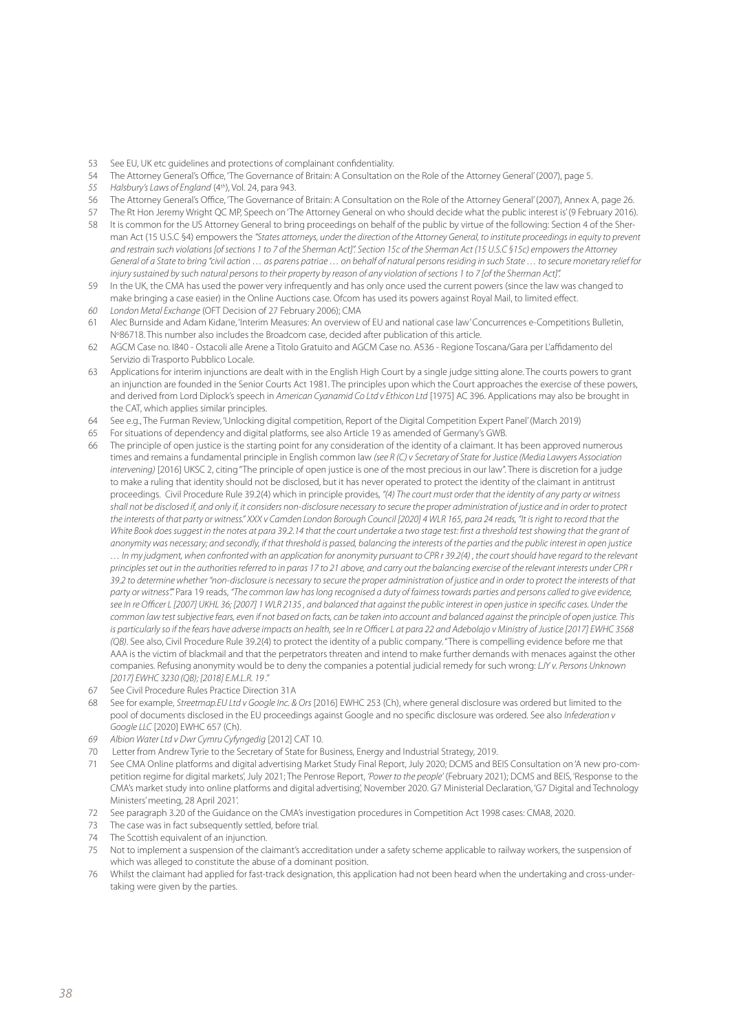53 See EU, UK etc guidelines and protections of complainant confidentiality.

54 The Attorney General's Office, 'The Governance of Britain: A Consultation on the Role of the Attorney General' (2007), page 5.

55 *Halsbury's Laws of England* (4th), Vol. 24, para 943.

56 The Attorney General's Office, 'The Governance of Britain: A Consultation on the Role of the Attorney General' (2007), Annex A, page 26.

57 The Rt Hon Jeremy Wright QC MP, Speech on 'The Attorney General on who should decide what the public interest is' (9 February 2016).

58 It is common for the US Attorney General to bring proceedings on behalf of the public by virtue of the following: Section 4 of the Sherman Act (15 U.S.C §4) empowers the *"States attorneys, under the direction of the Attorney General, to institute proceedings in equity to prevent and restrain such violations [of sections 1 to 7 of the Sherman Act]". Section 15c of the Sherman Act (15 U.S.C §15c) empowers the Attorney General of a State to bring "civil action … as parens patriae … on behalf of natural persons residing in such State … to secure monetary relief for injury sustained by such natural persons to their property by reason of any violation of sections 1 to 7 [of the Sherman Act]".*

59 In the UK, the CMA has used the power very infrequently and has only once used the current powers (since the law was changed to make bringing a case easier) in the Online Auctions case. Ofcom has used its powers against Royal Mail, to limited effect.

60 *London Metal Exchange* (OFT Decision of 27 February 2006); CMA

61 Alec Burnside and Adam Kidane, 'Interim Measures: An overview of EU and national case law' Concurrences e-Competitions Bulletin, Nº86718. This number also includes the Broadcom case, decided after publication of this article.

62 AGCM Case no. I840 - Ostacoli alle Arene a Titolo Gratuito and AGCM Case no. A536 - Regione Toscana/Gara per L'affidamento del Servizio di Trasporto Pubblico Locale.

63 Applications for interim injunctions are dealt with in the English High Court by a single judge sitting alone. The courts powers to grant an injunction are founded in the Senior Courts Act 1981. The principles upon which the Court approaches the exercise of these powers, and derived from Lord Diplock's speech in *American Cyanamid Co Ltd v Ethicon Ltd* [1975] AC 396. Applications may also be brought in the CAT, which applies similar principles.

64 See e.g., The Furman Review, 'Unlocking digital competition, Report of the Digital Competition Expert Panel' (March 2019)

65 For situations of dependency and digital platforms, see also Article 19 as amended of Germany's GWB.

66 The principle of open justice is the starting point for any consideration of the identity of a claimant. It has been approved numerous times and remains a fundamental principle in English common law *(see R (C) v Secretary of State for Justice (Media Lawyers Association intervening)* [2016] UKSC 2, citing "The principle of open justice is one of the most precious in our law". There is discretion for a judge to make a ruling that identity should not be disclosed, but it has never operated to protect the identity of the claimant in antitrust proceedings. Civil Procedure Rule 39.2(4) which in principle provides, *"(4) The court must order that the identity of any party or witness shall not be disclosed if, and only if, it considers non-disclosure necessary to secure the proper administration of justice and in order to protect the interests of that party or witness." XXX v Camden London Borough Council [2020] 4 WLR 165, para 24 reads, "It is right to record that the White Book does suggest in the notes at para 39.2.14 that the court undertake a two stage test: first a threshold test showing that the grant of anonymity was necessary; and secondly, if that threshold is passed, balancing the interests of the parties and the public interest in open justice … In my judgment, when confronted with an application for anonymity pursuant to CPR r 39.2(4) , the court should have regard to the relevant principles set out in the authorities referred to in paras 17 to 21 above, and carry out the balancing exercise of the relevant interests under CPR r 39.2 to determine whether "non-disclosure is necessary to secure the proper administration of justice and in order to protect the interests of that party or witness"."* Para 19 reads, *"The common law has long recognised a duty of fairness towards parties and persons called to give evidence, see In re Officer L [2007] UKHL 36; [2007] 1 WLR 2135 , and balanced that against the public interest in open justice in specific cases. Under the common law test subjective fears, even if not based on facts, can be taken into account and balanced against the principle of open justice. This is particularly so if the fears have adverse impacts on health, see In re Officer L at para 22 and Adebolajo v Ministry of Justice [2017] EWHC 3568 (QB)*. See also, Civil Procedure Rule 39.2(4) to protect the identity of a public company. "There is compelling evidence before me that AAA is the victim of blackmail and that the perpetrators threaten and intend to make further demands with menaces against the other companies. Refusing anonymity would be to deny the companies a potential judicial remedy for such wrong: *LJY v. Persons Unknown [2017] EWHC 3230 (QB); [2018] E.M.L.R. 19* ."

67 See Civil Procedure Rules Practice Direction 31A

68 See for example, *Streetmap.EU Ltd v Google Inc. & Ors* [2016] EWHC 253 (Ch), where general disclosure was ordered but limited to the pool of documents disclosed in the EU proceedings against Google and no specific disclosure was ordered. See also *Infederation v Google LLC* [2020] EWHC 657 (Ch).

69 *Albion Water Ltd v Dwr Cymru Cyfyngedig* [2012] CAT 10.

70 Letter from Andrew Tyrie to the Secretary of State for Business, Energy and Industrial Strategy, 2019.

71 See CMA Online platforms and digital advertising Market Study Final Report, July 2020; DCMS and BEIS Consultation on 'A new pro-competition regime for digital markets', July 2021; The Penrose Report, *'Power to the people'* (February 2021); DCMS and BEIS, 'Response to the CMA's market study into online platforms and digital advertising', November 2020. G7 Ministerial Declaration, 'G7 Digital and Technology Ministers' meeting, 28 April 2021'.

72 See paragraph 3.20 of the Guidance on the CMA's investigation procedures in Competition Act 1998 cases: CMA8, 2020.

73 The case was in fact subsequently settled, before trial.

74 The Scottish equivalent of an injunction.

75 Not to implement a suspension of the claimant's accreditation under a safety scheme applicable to railway workers, the suspension of which was alleged to constitute the abuse of a dominant position.

76 Whilst the claimant had applied for fast-track designation, this application had not been heard when the undertaking and cross-undertaking were given by the parties.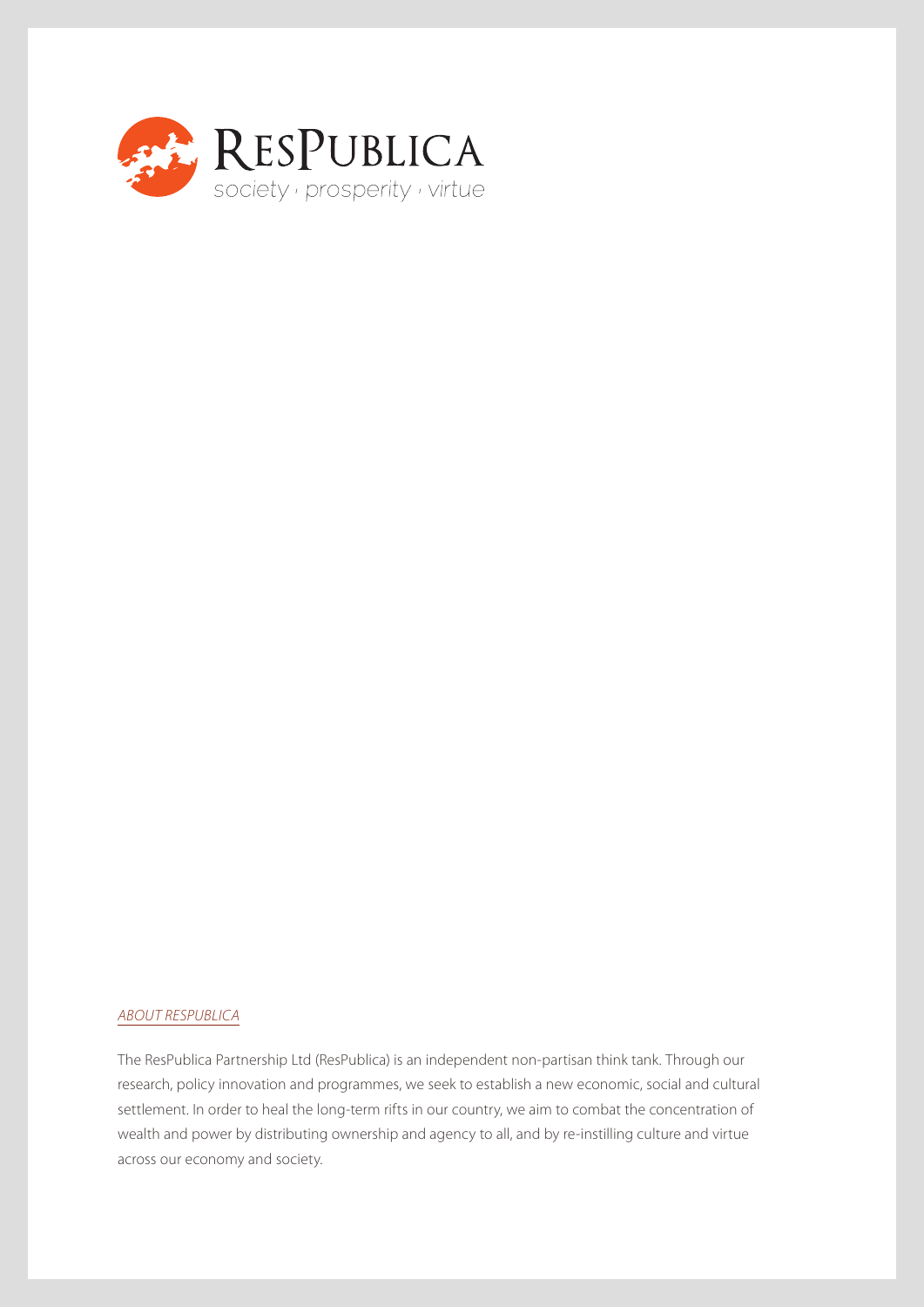RESPUBLICA

society · prosperity · virtue

*ABOUT RESPUBLICA*

The ResPublica Partnership Ltd (ResPublica) is an independent non-partisan think tank. Through our research, policy innovation and programmes, we seek to establish a new economic, social and cultural settlement. In order to heal the long-term rifts in our country, we aim to combat the concentration of wealth and power by distributing ownership and agency to all, and by re-instilling culture and virtue across our economy and society.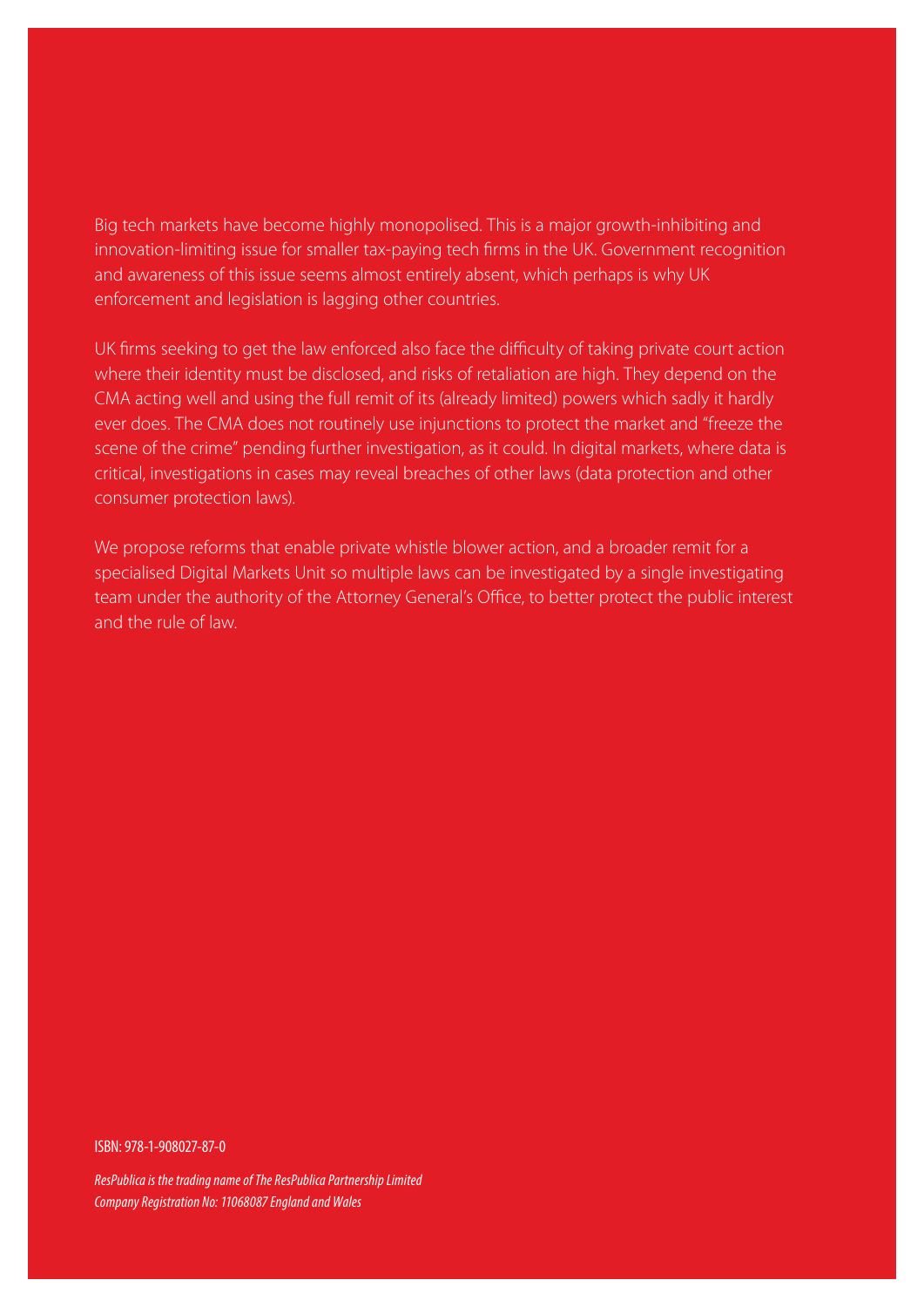Big tech markets have become highly monopolised. This is a major growth-inhibiting and innovation-limiting issue for smaller tax-paying tech firms in the UK. Government recognition and awareness of this issue seems almost entirely absent, which perhaps is why UK enforcement and legislation is lagging other countries.

UK firms seeking to get the law enforced also face the difficulty of taking private court action where their identity must be disclosed, and risks of retaliation are high. They depend on the CMA acting well and using the full remit of its (already limited) powers which sadly it hardly ever does. The CMA does not routinely use injunctions to protect the market and "freeze the scene of the crime" pending further investigation, as it could. In digital markets, where data is critical, investigations in cases may reveal breaches of other laws (data protection and other consumer protection laws).

We propose reforms that enable private whistle blower action, and a broader remit for a specialised Digital Markets Unit so multiple laws can be investigated by a single investigating team under the authority of the Attorney General's Office, to better protect the public interest and the rule of law.

ISBN: 978-1-908027-87-0

*ResPublica is the trading name of The ResPublica Partnership Limited*
*Company Registration No: 11068087 England and Wales*